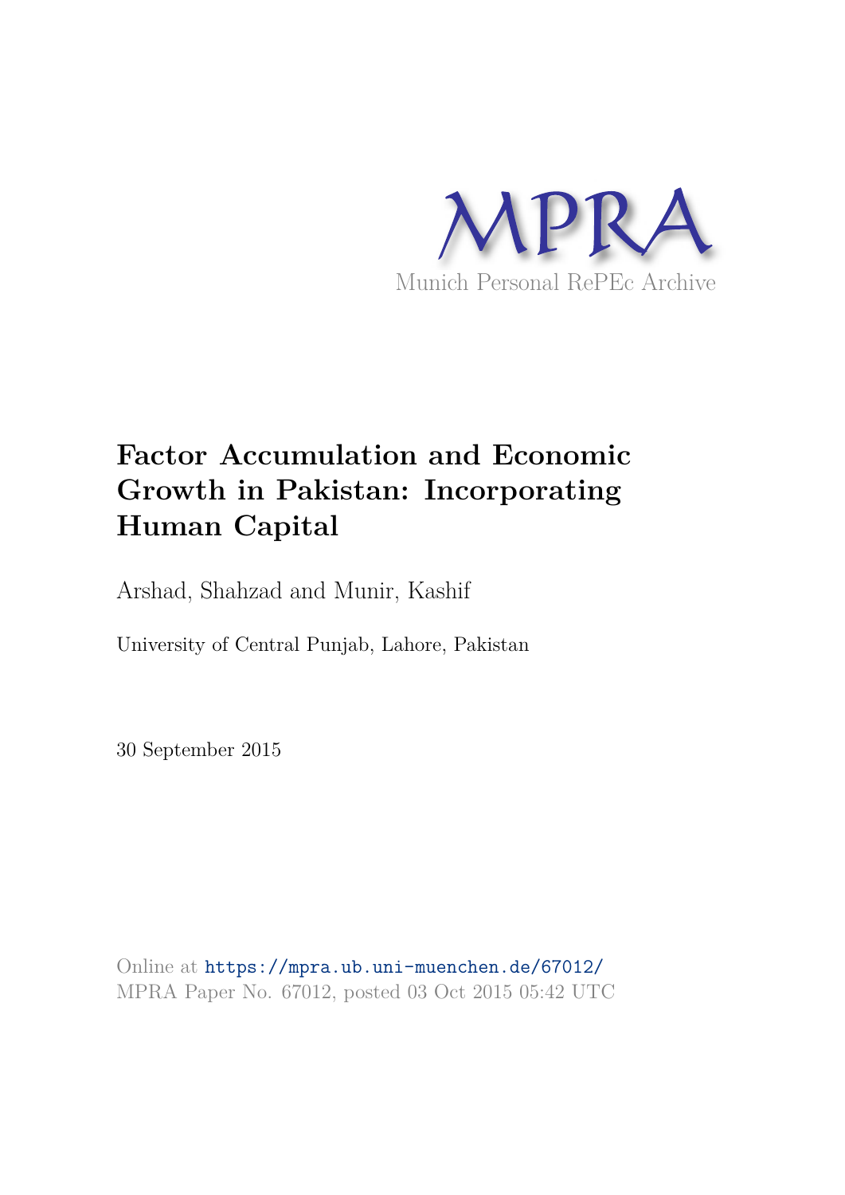MPRA

Munich Personal RePEc Archive

# Factor Accumulation and Economic Growth in Pakistan: Incorporating Human Capital

Arshad, Shahzad and Munir, Kashif

University of Central Punjab, Lahore, Pakistan

30 September 2015

Online at https://mpra.ub.uni-muenchen.de/67012/
MPRA Paper No. 67012, posted 03 Oct 2015 05:42 UTC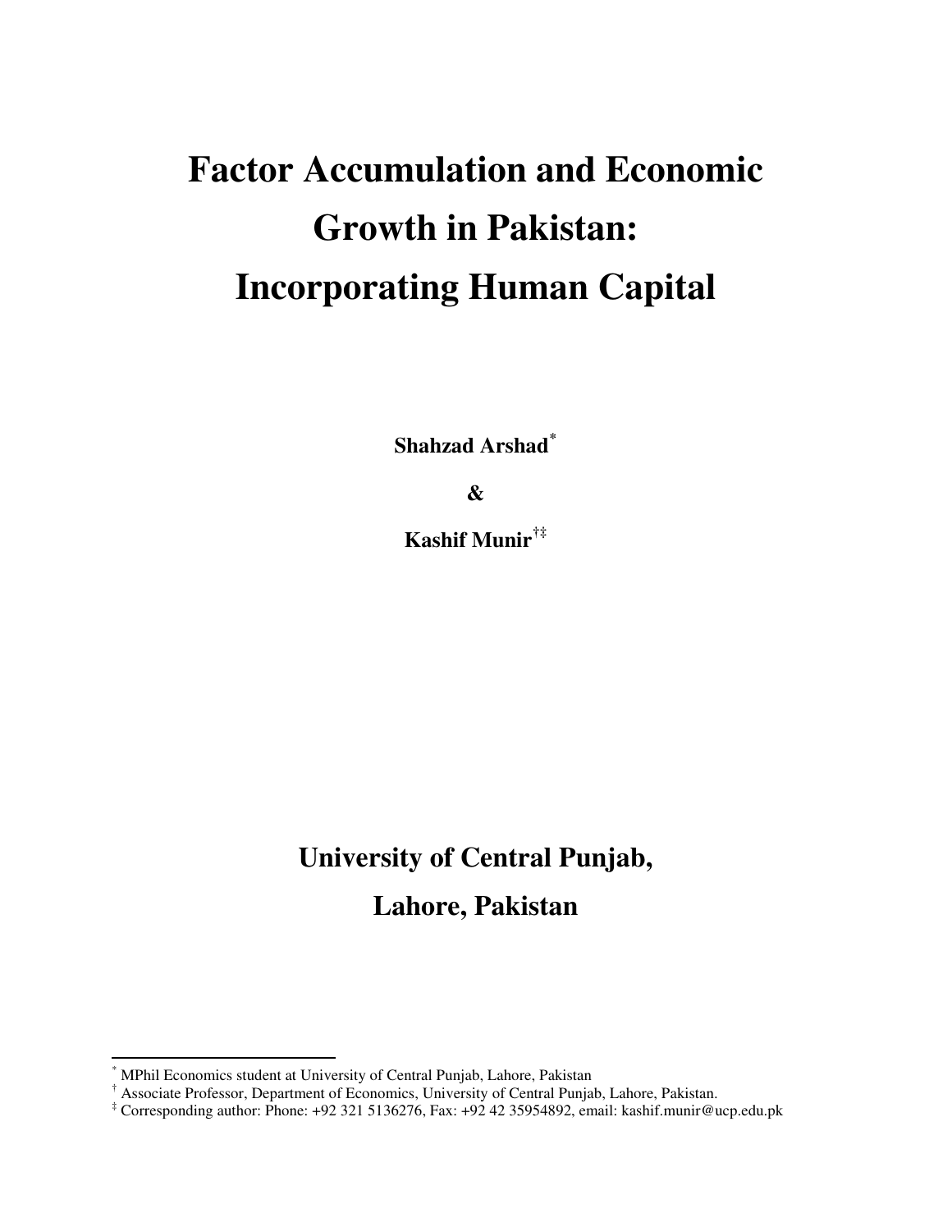# Factor Accumulation and Economic Growth in Pakistan: Incorporating Human Capital

**Shahzad Arshad**[*]

**&**

**Kashif Munir**[†‡]

**University of Central Punjab,**

**Lahore, Pakistan**

---

[*] MPhil Economics student at University of Central Punjab, Lahore, Pakistan

[†] Associate Professor, Department of Economics, University of Central Punjab, Lahore, Pakistan.

[‡] Corresponding author: Phone: +92 321 5136276, Fax: +92 42 35954892, email: kashif.munir@ucp.edu.pk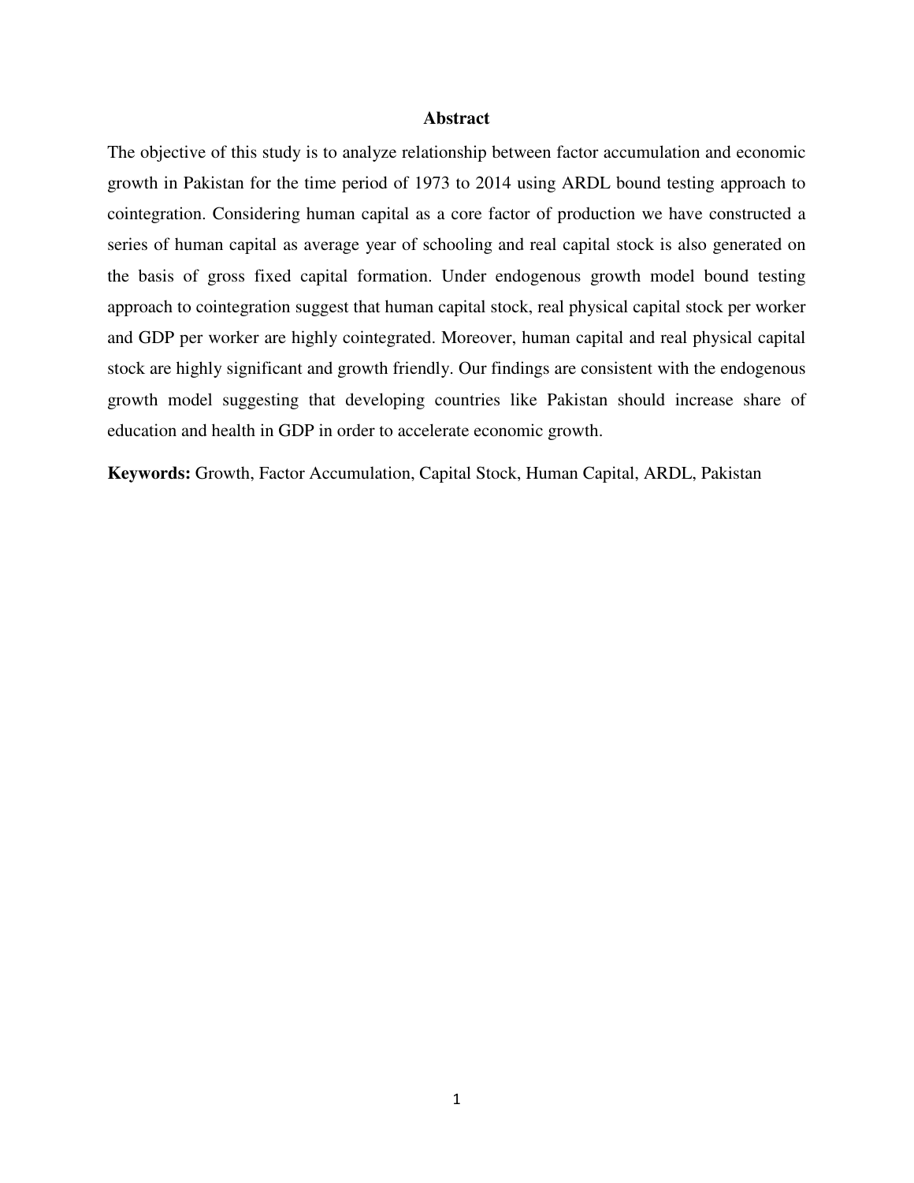## Abstract

The objective of this study is to analyze relationship between factor accumulation and economic growth in Pakistan for the time period of 1973 to 2014 using ARDL bound testing approach to cointegration. Considering human capital as a core factor of production we have constructed a series of human capital as average year of schooling and real capital stock is also generated on the basis of gross fixed capital formation. Under endogenous growth model bound testing approach to cointegration suggest that human capital stock, real physical capital stock per worker and GDP per worker are highly cointegrated. Moreover, human capital and real physical capital stock are highly significant and growth friendly. Our findings are consistent with the endogenous growth model suggesting that developing countries like Pakistan should increase share of education and health in GDP in order to accelerate economic growth.

**Keywords:** Growth, Factor Accumulation, Capital Stock, Human Capital, ARDL, Pakistan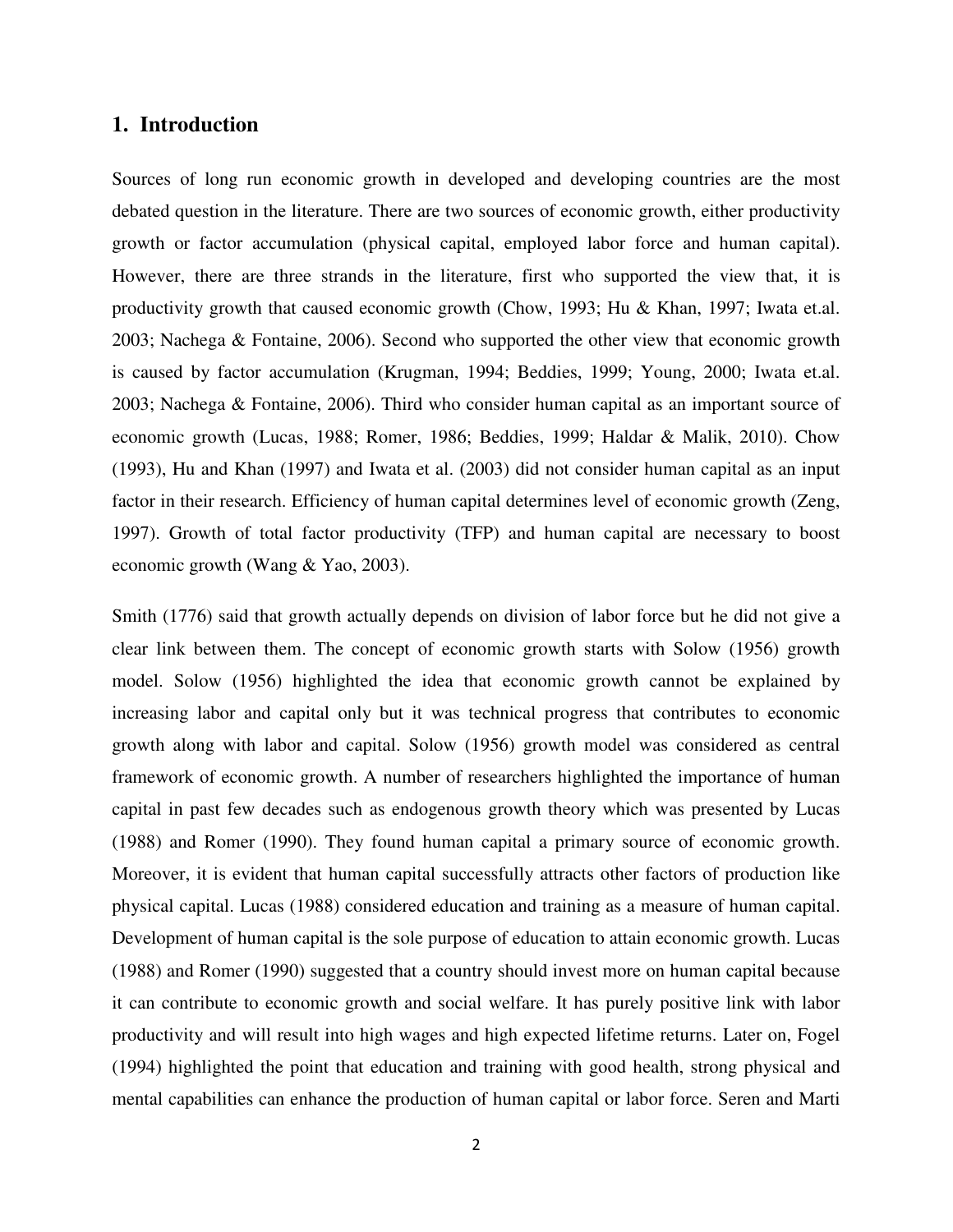## 1. Introduction

Sources of long run economic growth in developed and developing countries are the most debated question in the literature. There are two sources of economic growth, either productivity growth or factor accumulation (physical capital, employed labor force and human capital). However, there are three strands in the literature, first who supported the view that, it is productivity growth that caused economic growth (Chow, 1993; Hu & Khan, 1997; Iwata et.al. 2003; Nachega & Fontaine, 2006). Second who supported the other view that economic growth is caused by factor accumulation (Krugman, 1994; Beddies, 1999; Young, 2000; Iwata et.al. 2003; Nachega & Fontaine, 2006). Third who consider human capital as an important source of economic growth (Lucas, 1988; Romer, 1986; Beddies, 1999; Haldar & Malik, 2010). Chow (1993), Hu and Khan (1997) and Iwata et al. (2003) did not consider human capital as an input factor in their research. Efficiency of human capital determines level of economic growth (Zeng, 1997). Growth of total factor productivity (TFP) and human capital are necessary to boost economic growth (Wang & Yao, 2003).

Smith (1776) said that growth actually depends on division of labor force but he did not give a clear link between them. The concept of economic growth starts with Solow (1956) growth model. Solow (1956) highlighted the idea that economic growth cannot be explained by increasing labor and capital only but it was technical progress that contributes to economic growth along with labor and capital. Solow (1956) growth model was considered as central framework of economic growth. A number of researchers highlighted the importance of human capital in past few decades such as endogenous growth theory which was presented by Lucas (1988) and Romer (1990). They found human capital a primary source of economic growth. Moreover, it is evident that human capital successfully attracts other factors of production like physical capital. Lucas (1988) considered education and training as a measure of human capital. Development of human capital is the sole purpose of education to attain economic growth. Lucas (1988) and Romer (1990) suggested that a country should invest more on human capital because it can contribute to economic growth and social welfare. It has purely positive link with labor productivity and will result into high wages and high expected lifetime returns. Later on, Fogel (1994) highlighted the point that education and training with good health, strong physical and mental capabilities can enhance the production of human capital or labor force. Seren and Marti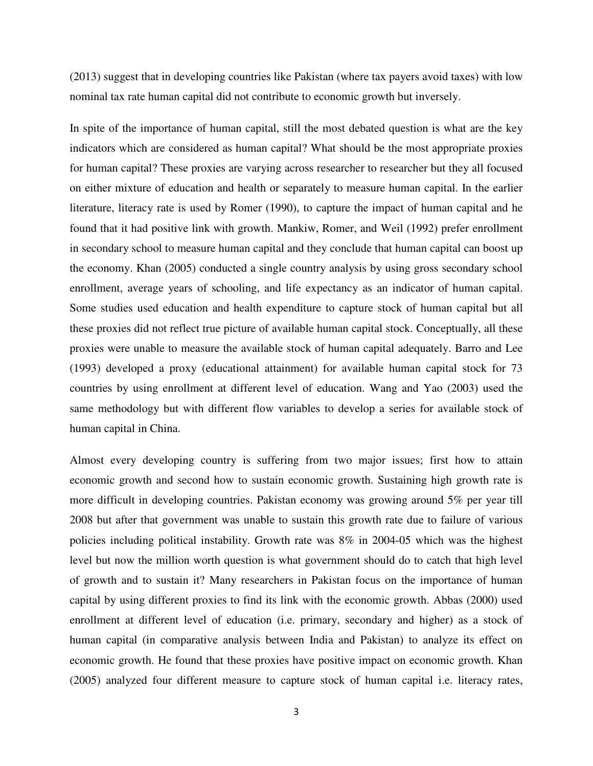(2013) suggest that in developing countries like Pakistan (where tax payers avoid taxes) with low nominal tax rate human capital did not contribute to economic growth but inversely.

In spite of the importance of human capital, still the most debated question is what are the key indicators which are considered as human capital? What should be the most appropriate proxies for human capital? These proxies are varying across researcher to researcher but they all focused on either mixture of education and health or separately to measure human capital. In the earlier literature, literacy rate is used by Romer (1990), to capture the impact of human capital and he found that it had positive link with growth. Mankiw, Romer, and Weil (1992) prefer enrollment in secondary school to measure human capital and they conclude that human capital can boost up the economy. Khan (2005) conducted a single country analysis by using gross secondary school enrollment, average years of schooling, and life expectancy as an indicator of human capital. Some studies used education and health expenditure to capture stock of human capital but all these proxies did not reflect true picture of available human capital stock. Conceptually, all these proxies were unable to measure the available stock of human capital adequately. Barro and Lee (1993) developed a proxy (educational attainment) for available human capital stock for 73 countries by using enrollment at different level of education. Wang and Yao (2003) used the same methodology but with different flow variables to develop a series for available stock of human capital in China.

Almost every developing country is suffering from two major issues; first how to attain economic growth and second how to sustain economic growth. Sustaining high growth rate is more difficult in developing countries. Pakistan economy was growing around 5% per year till 2008 but after that government was unable to sustain this growth rate due to failure of various policies including political instability. Growth rate was 8% in 2004-05 which was the highest level but now the million worth question is what government should do to catch that high level of growth and to sustain it? Many researchers in Pakistan focus on the importance of human capital by using different proxies to find its link with the economic growth. Abbas (2000) used enrollment at different level of education (i.e. primary, secondary and higher) as a stock of human capital (in comparative analysis between India and Pakistan) to analyze its effect on economic growth. He found that these proxies have positive impact on economic growth. Khan (2005) analyzed four different measure to capture stock of human capital i.e. literacy rates,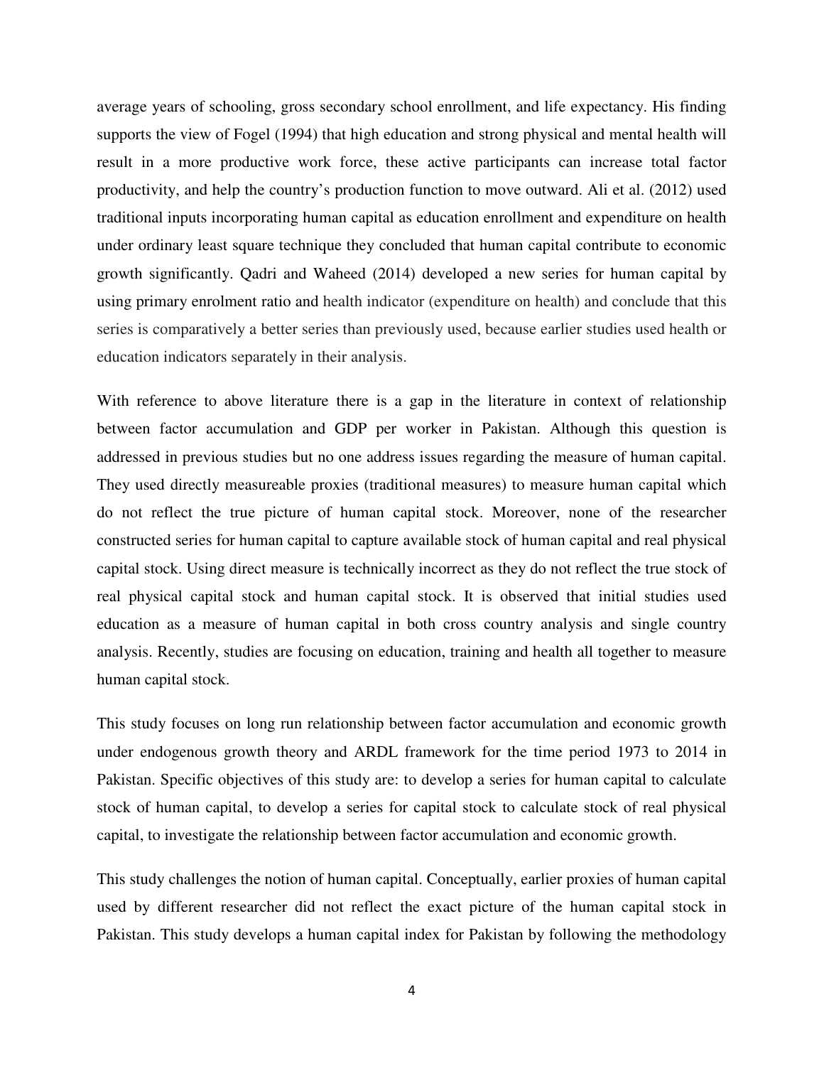average years of schooling, gross secondary school enrollment, and life expectancy. His finding supports the view of Fogel (1994) that high education and strong physical and mental health will result in a more productive work force, these active participants can increase total factor productivity, and help the country's production function to move outward. Ali et al. (2012) used traditional inputs incorporating human capital as education enrollment and expenditure on health under ordinary least square technique they concluded that human capital contribute to economic growth significantly. Qadri and Waheed (2014) developed a new series for human capital by using primary enrolment ratio and health indicator (expenditure on health) and conclude that this series is comparatively a better series than previously used, because earlier studies used health or education indicators separately in their analysis.

With reference to above literature there is a gap in the literature in context of relationship between factor accumulation and GDP per worker in Pakistan. Although this question is addressed in previous studies but no one address issues regarding the measure of human capital. They used directly measureable proxies (traditional measures) to measure human capital which do not reflect the true picture of human capital stock. Moreover, none of the researcher constructed series for human capital to capture available stock of human capital and real physical capital stock. Using direct measure is technically incorrect as they do not reflect the true stock of real physical capital stock and human capital stock. It is observed that initial studies used education as a measure of human capital in both cross country analysis and single country analysis. Recently, studies are focusing on education, training and health all together to measure human capital stock.

This study focuses on long run relationship between factor accumulation and economic growth under endogenous growth theory and ARDL framework for the time period 1973 to 2014 in Pakistan. Specific objectives of this study are: to develop a series for human capital to calculate stock of human capital, to develop a series for capital stock to calculate stock of real physical capital, to investigate the relationship between factor accumulation and economic growth.

This study challenges the notion of human capital. Conceptually, earlier proxies of human capital used by different researcher did not reflect the exact picture of the human capital stock in Pakistan. This study develops a human capital index for Pakistan by following the methodology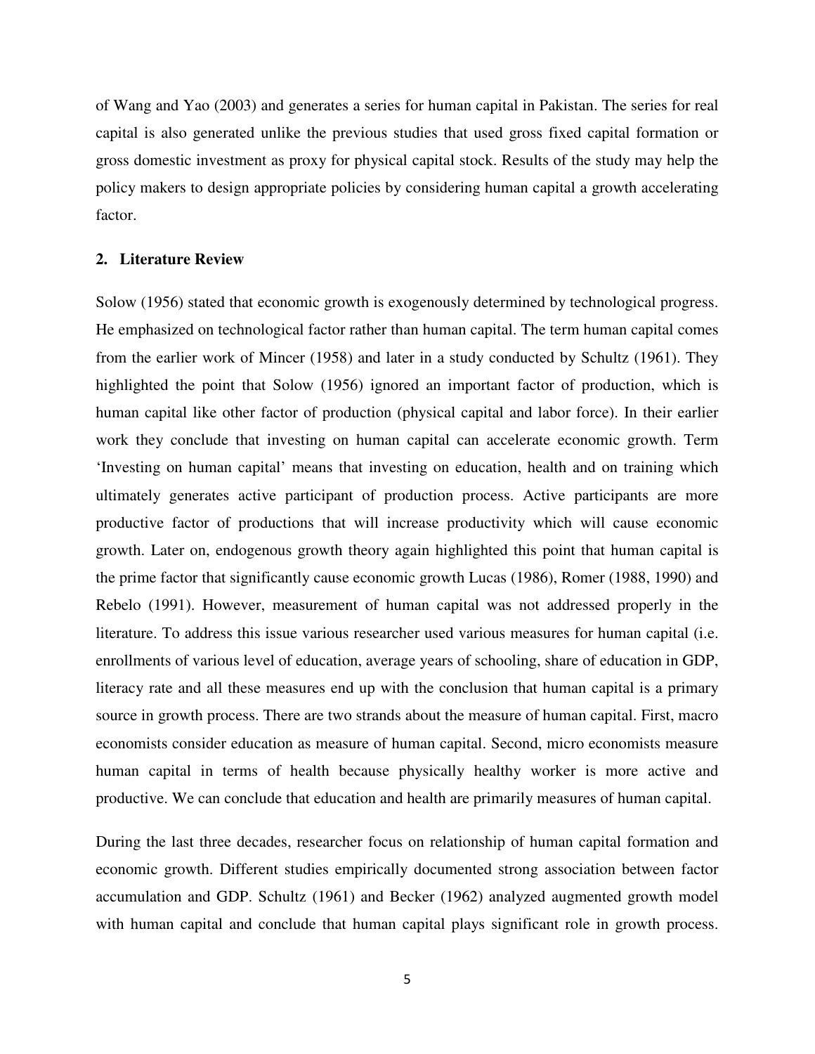of Wang and Yao (2003) and generates a series for human capital in Pakistan. The series for real capital is also generated unlike the previous studies that used gross fixed capital formation or gross domestic investment as proxy for physical capital stock. Results of the study may help the policy makers to design appropriate policies by considering human capital a growth accelerating factor.

## 2. Literature Review

Solow (1956) stated that economic growth is exogenously determined by technological progress. He emphasized on technological factor rather than human capital. The term human capital comes from the earlier work of Mincer (1958) and later in a study conducted by Schultz (1961). They highlighted the point that Solow (1956) ignored an important factor of production, which is human capital like other factor of production (physical capital and labor force). In their earlier work they conclude that investing on human capital can accelerate economic growth. Term 'Investing on human capital' means that investing on education, health and on training which ultimately generates active participant of production process. Active participants are more productive factor of productions that will increase productivity which will cause economic growth. Later on, endogenous growth theory again highlighted this point that human capital is the prime factor that significantly cause economic growth Lucas (1986), Romer (1988, 1990) and Rebelo (1991). However, measurement of human capital was not addressed properly in the literature. To address this issue various researcher used various measures for human capital (i.e. enrollments of various level of education, average years of schooling, share of education in GDP, literacy rate and all these measures end up with the conclusion that human capital is a primary source in growth process. There are two strands about the measure of human capital. First, macro economists consider education as measure of human capital. Second, micro economists measure human capital in terms of health because physically healthy worker is more active and productive. We can conclude that education and health are primarily measures of human capital.

During the last three decades, researcher focus on relationship of human capital formation and economic growth. Different studies empirically documented strong association between factor accumulation and GDP. Schultz (1961) and Becker (1962) analyzed augmented growth model with human capital and conclude that human capital plays significant role in growth process.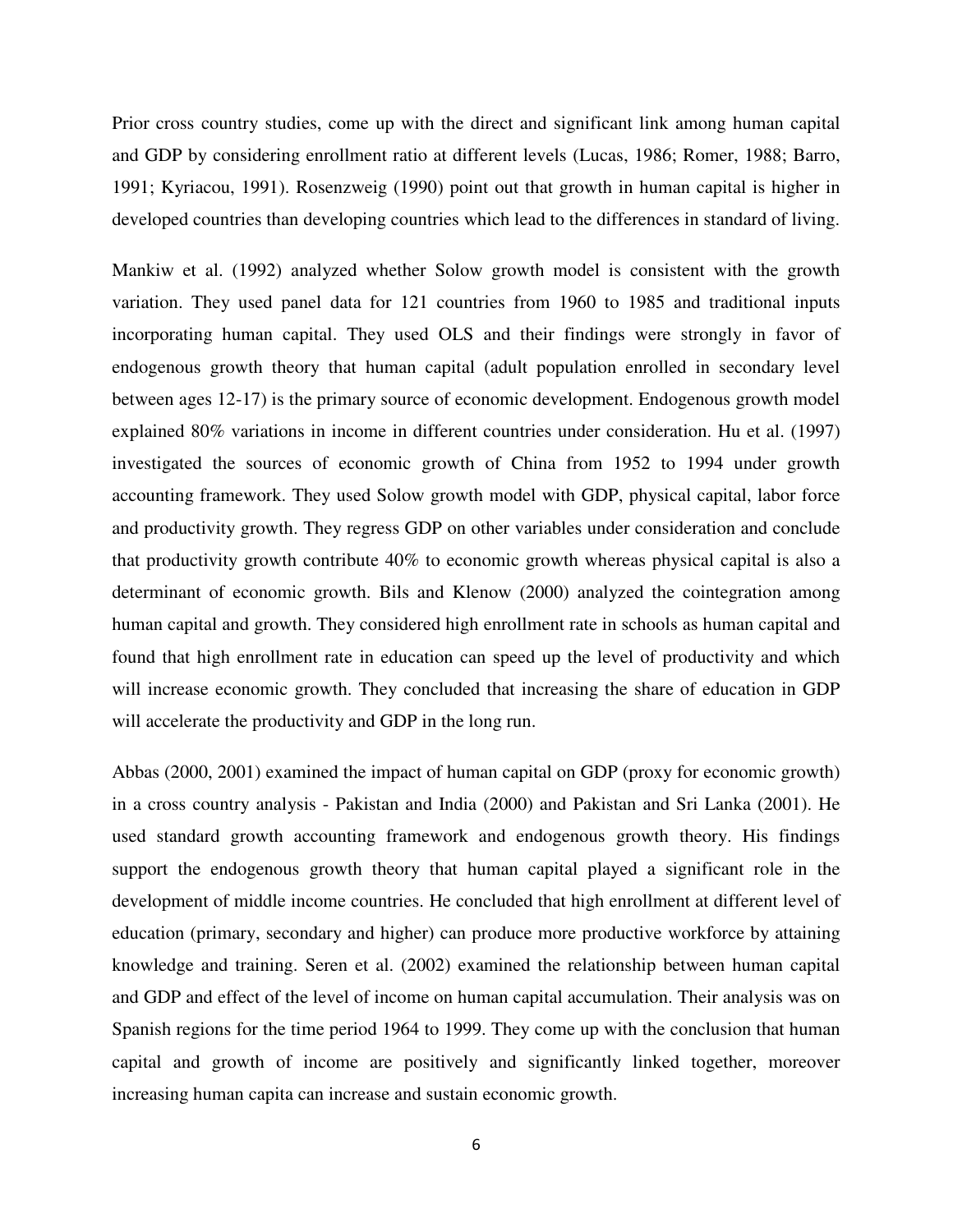Prior cross country studies, come up with the direct and significant link among human capital and GDP by considering enrollment ratio at different levels (Lucas, 1986; Romer, 1988; Barro, 1991; Kyriacou, 1991). Rosenzweig (1990) point out that growth in human capital is higher in developed countries than developing countries which lead to the differences in standard of living.

Mankiw et al. (1992) analyzed whether Solow growth model is consistent with the growth variation. They used panel data for 121 countries from 1960 to 1985 and traditional inputs incorporating human capital. They used OLS and their findings were strongly in favor of endogenous growth theory that human capital (adult population enrolled in secondary level between ages 12-17) is the primary source of economic development. Endogenous growth model explained 80% variations in income in different countries under consideration. Hu et al. (1997) investigated the sources of economic growth of China from 1952 to 1994 under growth accounting framework. They used Solow growth model with GDP, physical capital, labor force and productivity growth. They regress GDP on other variables under consideration and conclude that productivity growth contribute 40% to economic growth whereas physical capital is also a determinant of economic growth. Bils and Klenow (2000) analyzed the cointegration among human capital and growth. They considered high enrollment rate in schools as human capital and found that high enrollment rate in education can speed up the level of productivity and which will increase economic growth. They concluded that increasing the share of education in GDP will accelerate the productivity and GDP in the long run.

Abbas (2000, 2001) examined the impact of human capital on GDP (proxy for economic growth) in a cross country analysis - Pakistan and India (2000) and Pakistan and Sri Lanka (2001). He used standard growth accounting framework and endogenous growth theory. His findings support the endogenous growth theory that human capital played a significant role in the development of middle income countries. He concluded that high enrollment at different level of education (primary, secondary and higher) can produce more productive workforce by attaining knowledge and training. Seren et al. (2002) examined the relationship between human capital and GDP and effect of the level of income on human capital accumulation. Their analysis was on Spanish regions for the time period 1964 to 1999. They come up with the conclusion that human capital and growth of income are positively and significantly linked together, moreover increasing human capita can increase and sustain economic growth.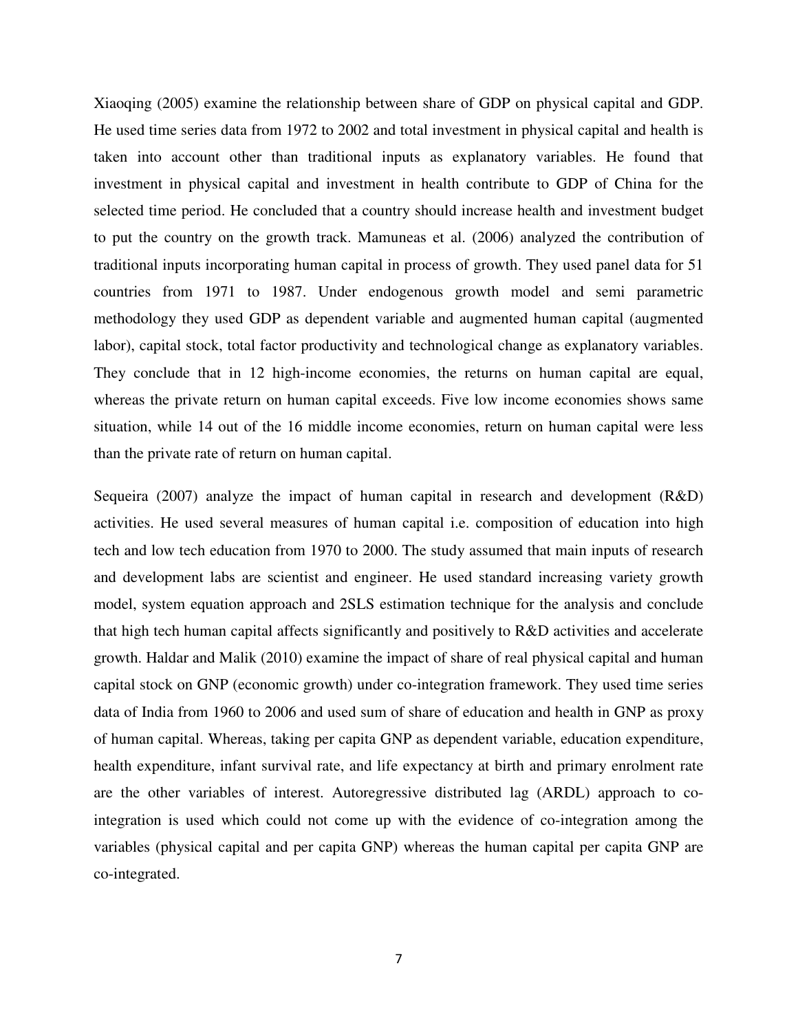Xiaoqing (2005) examine the relationship between share of GDP on physical capital and GDP. He used time series data from 1972 to 2002 and total investment in physical capital and health is taken into account other than traditional inputs as explanatory variables. He found that investment in physical capital and investment in health contribute to GDP of China for the selected time period. He concluded that a country should increase health and investment budget to put the country on the growth track. Mamuneas et al. (2006) analyzed the contribution of traditional inputs incorporating human capital in process of growth. They used panel data for 51 countries from 1971 to 1987. Under endogenous growth model and semi parametric methodology they used GDP as dependent variable and augmented human capital (augmented labor), capital stock, total factor productivity and technological change as explanatory variables. They conclude that in 12 high-income economies, the returns on human capital are equal, whereas the private return on human capital exceeds. Five low income economies shows same situation, while 14 out of the 16 middle income economies, return on human capital were less than the private rate of return on human capital.

Sequeira (2007) analyze the impact of human capital in research and development (R&D) activities. He used several measures of human capital i.e. composition of education into high tech and low tech education from 1970 to 2000. The study assumed that main inputs of research and development labs are scientist and engineer. He used standard increasing variety growth model, system equation approach and 2SLS estimation technique for the analysis and conclude that high tech human capital affects significantly and positively to R&D activities and accelerate growth. Haldar and Malik (2010) examine the impact of share of real physical capital and human capital stock on GNP (economic growth) under co-integration framework. They used time series data of India from 1960 to 2006 and used sum of share of education and health in GNP as proxy of human capital. Whereas, taking per capita GNP as dependent variable, education expenditure, health expenditure, infant survival rate, and life expectancy at birth and primary enrolment rate are the other variables of interest. Autoregressive distributed lag (ARDL) approach to co-integration is used which could not come up with the evidence of co-integration among the variables (physical capital and per capita GNP) whereas the human capital per capita GNP are co-integrated.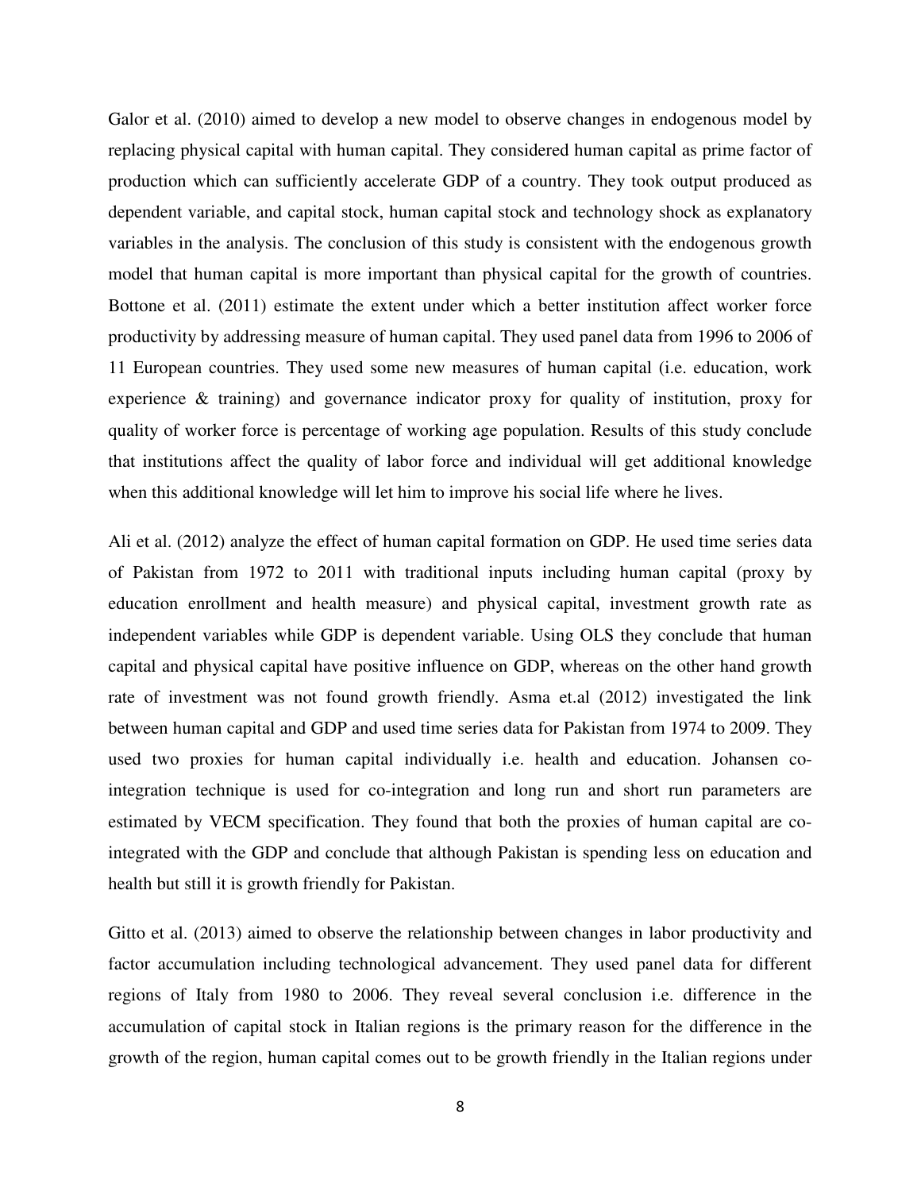Galor et al. (2010) aimed to develop a new model to observe changes in endogenous model by replacing physical capital with human capital. They considered human capital as prime factor of production which can sufficiently accelerate GDP of a country. They took output produced as dependent variable, and capital stock, human capital stock and technology shock as explanatory variables in the analysis. The conclusion of this study is consistent with the endogenous growth model that human capital is more important than physical capital for the growth of countries. Bottone et al. (2011) estimate the extent under which a better institution affect worker force productivity by addressing measure of human capital. They used panel data from 1996 to 2006 of 11 European countries. They used some new measures of human capital (i.e. education, work experience & training) and governance indicator proxy for quality of institution, proxy for quality of worker force is percentage of working age population. Results of this study conclude that institutions affect the quality of labor force and individual will get additional knowledge when this additional knowledge will let him to improve his social life where he lives.

Ali et al. (2012) analyze the effect of human capital formation on GDP. He used time series data of Pakistan from 1972 to 2011 with traditional inputs including human capital (proxy by education enrollment and health measure) and physical capital, investment growth rate as independent variables while GDP is dependent variable. Using OLS they conclude that human capital and physical capital have positive influence on GDP, whereas on the other hand growth rate of investment was not found growth friendly. Asma et.al (2012) investigated the link between human capital and GDP and used time series data for Pakistan from 1974 to 2009. They used two proxies for human capital individually i.e. health and education. Johansen co-integration technique is used for co-integration and long run and short run parameters are estimated by VECM specification. They found that both the proxies of human capital are co-integrated with the GDP and conclude that although Pakistan is spending less on education and health but still it is growth friendly for Pakistan.

Gitto et al. (2013) aimed to observe the relationship between changes in labor productivity and factor accumulation including technological advancement. They used panel data for different regions of Italy from 1980 to 2006. They reveal several conclusion i.e. difference in the accumulation of capital stock in Italian regions is the primary reason for the difference in the growth of the region, human capital comes out to be growth friendly in the Italian regions under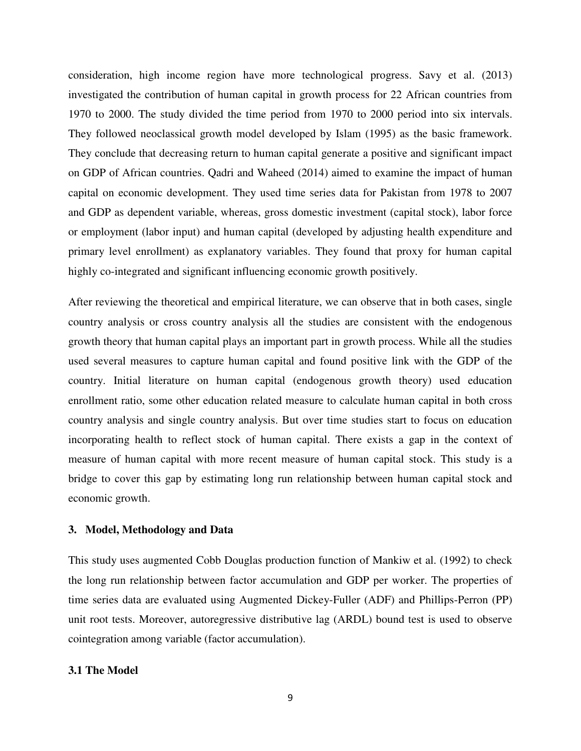consideration, high income region have more technological progress. Savy et al. (2013) investigated the contribution of human capital in growth process for 22 African countries from 1970 to 2000. The study divided the time period from 1970 to 2000 period into six intervals. They followed neoclassical growth model developed by Islam (1995) as the basic framework. They conclude that decreasing return to human capital generate a positive and significant impact on GDP of African countries. Qadri and Waheed (2014) aimed to examine the impact of human capital on economic development. They used time series data for Pakistan from 1978 to 2007 and GDP as dependent variable, whereas, gross domestic investment (capital stock), labor force or employment (labor input) and human capital (developed by adjusting health expenditure and primary level enrollment) as explanatory variables. They found that proxy for human capital highly co-integrated and significant influencing economic growth positively.

After reviewing the theoretical and empirical literature, we can observe that in both cases, single country analysis or cross country analysis all the studies are consistent with the endogenous growth theory that human capital plays an important part in growth process. While all the studies used several measures to capture human capital and found positive link with the GDP of the country. Initial literature on human capital (endogenous growth theory) used education enrollment ratio, some other education related measure to calculate human capital in both cross country analysis and single country analysis. But over time studies start to focus on education incorporating health to reflect stock of human capital. There exists a gap in the context of measure of human capital with more recent measure of human capital stock. This study is a bridge to cover this gap by estimating long run relationship between human capital stock and economic growth.

## 3. Model, Methodology and Data

This study uses augmented Cobb Douglas production function of Mankiw et al. (1992) to check the long run relationship between factor accumulation and GDP per worker. The properties of time series data are evaluated using Augmented Dickey-Fuller (ADF) and Phillips-Perron (PP) unit root tests. Moreover, autoregressive distributive lag (ARDL) bound test is used to observe cointegration among variable (factor accumulation).

### 3.1 The Model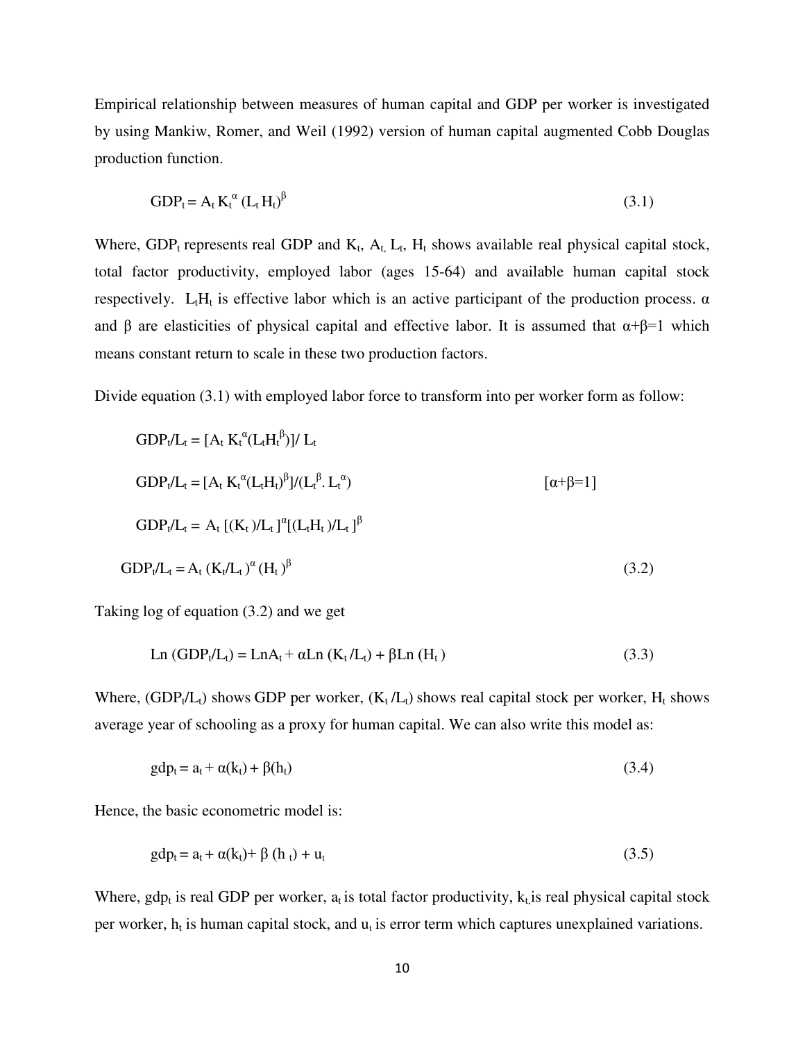Empirical relationship between measures of human capital and GDP per worker is investigated by using Mankiw, Romer, and Weil (1992) version of human capital augmented Cobb Douglas production function.

$$GDP_t = A_t K_t^{\alpha} (L_t H_t)^{\beta} \tag{3.1}$$

Where, $GDP_t$ represents real GDP and $K_t$, $A_t$, $L_t$, $H_t$ shows available real physical capital stock, total factor productivity, employed labor (ages 15-64) and available human capital stock respectively. $L_tH_t$ is effective labor which is an active participant of the production process. $\alpha$ and $\beta$ are elasticities of physical capital and effective labor. It is assumed that $\alpha+\beta=1$ which means constant return to scale in these two production factors.

Divide equation (3.1) with employed labor force to transform into per worker form as follow:

$$GDP_t/L_t = [A_t K_t^{\alpha}(L_t H_t^{\beta})]/ L_t$$

$$GDP_t/L_t = [A_t K_t^{\alpha}(L_t H_t)^{\beta}]/(L_t^{\beta} . L_t^{\alpha}) \qquad [\alpha+\beta=1]$$

$$GDP_t/L_t = A_t [(K_t)/L_t]^{\alpha}[(L_t H_t)/L_t]^{\beta}$$

$$GDP_t/L_t = A_t (K_t/L_t)^{\alpha} (H_t)^{\beta} \tag{3.2}$$

Taking log of equation (3.2) and we get

$$Ln (GDP_t/L_t) = LnA_t + \alpha Ln (K_t /L_t) + \beta Ln (H_t) \tag{3.3}$$

Where, $(GDP_t/L_t)$ shows GDP per worker, $(K_t /L_t)$ shows real capital stock per worker, $H_t$ shows average year of schooling as a proxy for human capital. We can also write this model as:

$$gdp_t = a_t + \alpha(k_t) + \beta(h_t) \tag{3.4}$$

Hence, the basic econometric model is:

$$gdp_t = a_t + \alpha(k_t) + \beta (h_t) + u_t \tag{3.5}$$

Where, $gdp_t$ is real GDP per worker, $a_t$ is total factor productivity, $k_t$ is real physical capital stock per worker, $h_t$ is human capital stock, and $u_t$ is error term which captures unexplained variations.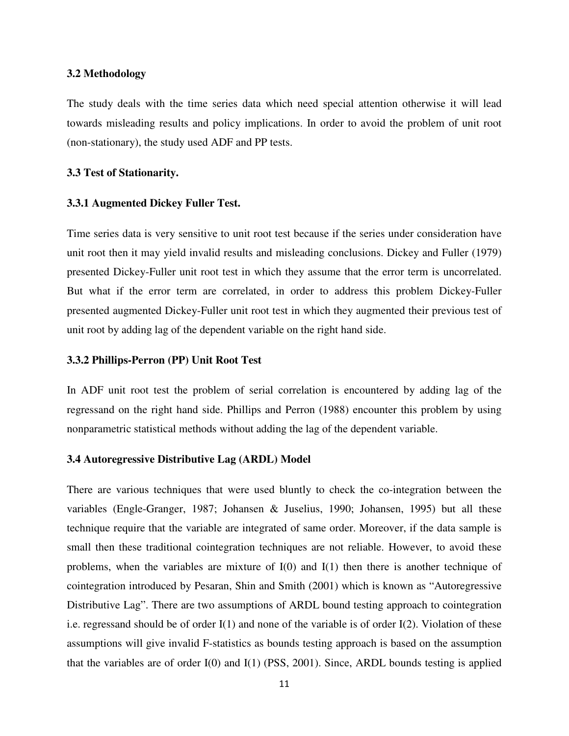### 3.2 Methodology

The study deals with the time series data which need special attention otherwise it will lead towards misleading results and policy implications. In order to avoid the problem of unit root (non-stationary), the study used ADF and PP tests.

### 3.3 Test of Stationarity.

#### 3.3.1 Augmented Dickey Fuller Test.

Time series data is very sensitive to unit root test because if the series under consideration have unit root then it may yield invalid results and misleading conclusions. Dickey and Fuller (1979) presented Dickey-Fuller unit root test in which they assume that the error term is uncorrelated. But what if the error term are correlated, in order to address this problem Dickey-Fuller presented augmented Dickey-Fuller unit root test in which they augmented their previous test of unit root by adding lag of the dependent variable on the right hand side.

#### 3.3.2 Phillips-Perron (PP) Unit Root Test

In ADF unit root test the problem of serial correlation is encountered by adding lag of the regressand on the right hand side. Phillips and Perron (1988) encounter this problem by using nonparametric statistical methods without adding the lag of the dependent variable.

### 3.4 Autoregressive Distributive Lag (ARDL) Model

There are various techniques that were used bluntly to check the co-integration between the variables (Engle-Granger, 1987; Johansen & Juselius, 1990; Johansen, 1995) but all these technique require that the variable are integrated of same order. Moreover, if the data sample is small then these traditional cointegration techniques are not reliable. However, to avoid these problems, when the variables are mixture of I(0) and I(1) then there is another technique of cointegration introduced by Pesaran, Shin and Smith (2001) which is known as "Autoregressive Distributive Lag". There are two assumptions of ARDL bound testing approach to cointegration i.e. regressand should be of order I(1) and none of the variable is of order I(2). Violation of these assumptions will give invalid F-statistics as bounds testing approach is based on the assumption that the variables are of order I(0) and I(1) (PSS, 2001). Since, ARDL bounds testing is applied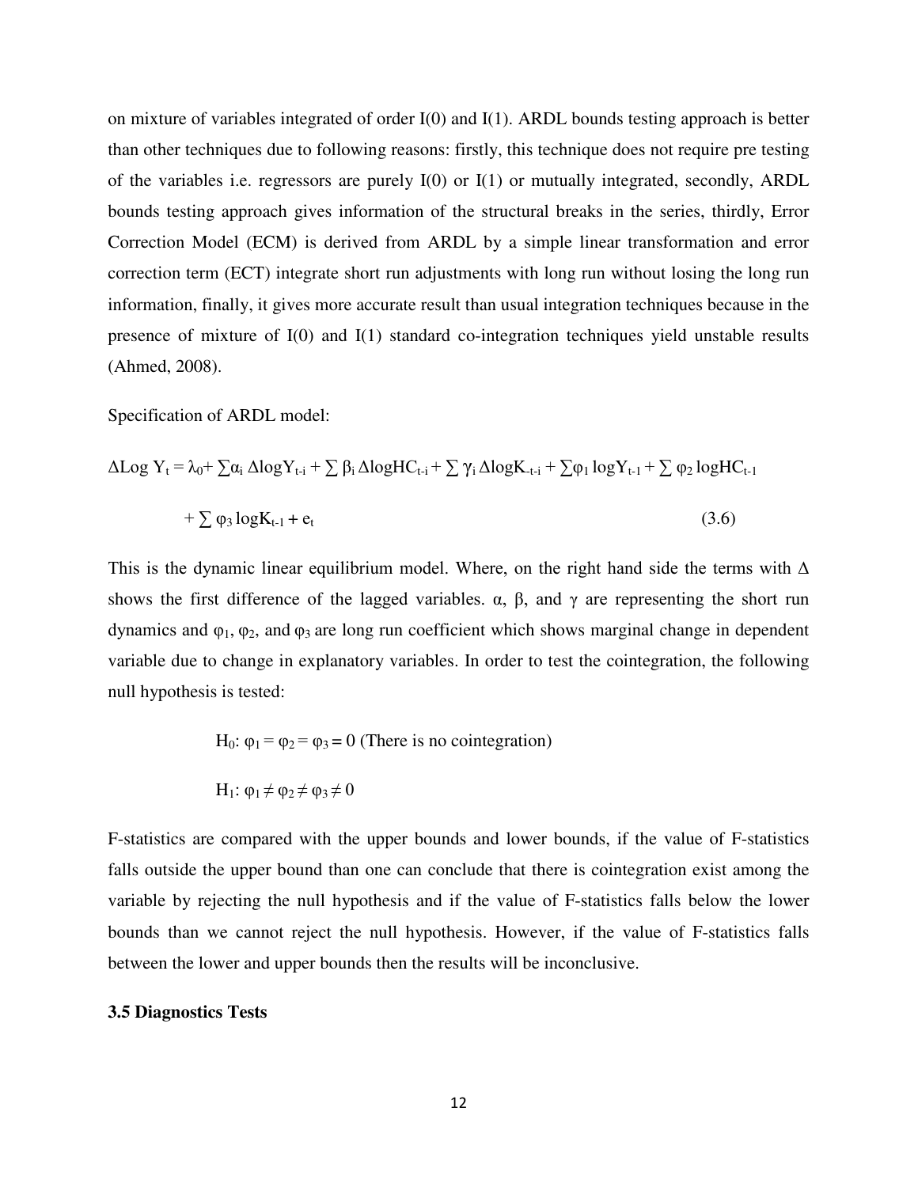on mixture of variables integrated of order I(0) and I(1). ARDL bounds testing approach is better than other techniques due to following reasons: firstly, this technique does not require pre testing of the variables i.e. regressors are purely I(0) or I(1) or mutually integrated, secondly, ARDL bounds testing approach gives information of the structural breaks in the series, thirdly, Error Correction Model (ECM) is derived from ARDL by a simple linear transformation and error correction term (ECT) integrate short run adjustments with long run without losing the long run information, finally, it gives more accurate result than usual integration techniques because in the presence of mixture of I(0) and I(1) standard co-integration techniques yield unstable results (Ahmed, 2008).

Specification of ARDL model:

$$\Delta \text{Log } Y_t = \lambda_0 + \sum \alpha_i \, \Delta \log Y_{t-i} + \sum \beta_i \, \Delta \log HC_{t-i} + \sum \gamma_i \, \Delta \log K_{-t-i} + \sum \varphi_1 \log Y_{t-1} + \sum \varphi_2 \log HC_{t-1} + \sum \varphi_3 \log K_{t-1} + e_t \quad (3.6)$$

This is the dynamic linear equilibrium model. Where, on the right hand side the terms with $\Delta$ shows the first difference of the lagged variables. $\alpha$, $\beta$, and $\gamma$ are representing the short run dynamics and $\varphi_1$, $\varphi_2$, and $\varphi_3$ are long run coefficient which shows marginal change in dependent variable due to change in explanatory variables. In order to test the cointegration, the following null hypothesis is tested:

$H_0$: $\varphi_1 = \varphi_2 = \varphi_3 = 0$ (There is no cointegration)

$H_1$: $\varphi_1 \neq \varphi_2 \neq \varphi_3 \neq 0$

F-statistics are compared with the upper bounds and lower bounds, if the value of F-statistics falls outside the upper bound than one can conclude that there is cointegration exist among the variable by rejecting the null hypothesis and if the value of F-statistics falls below the lower bounds than we cannot reject the null hypothesis. However, if the value of F-statistics falls between the lower and upper bounds then the results will be inconclusive.

### 3.5 Diagnostics Tests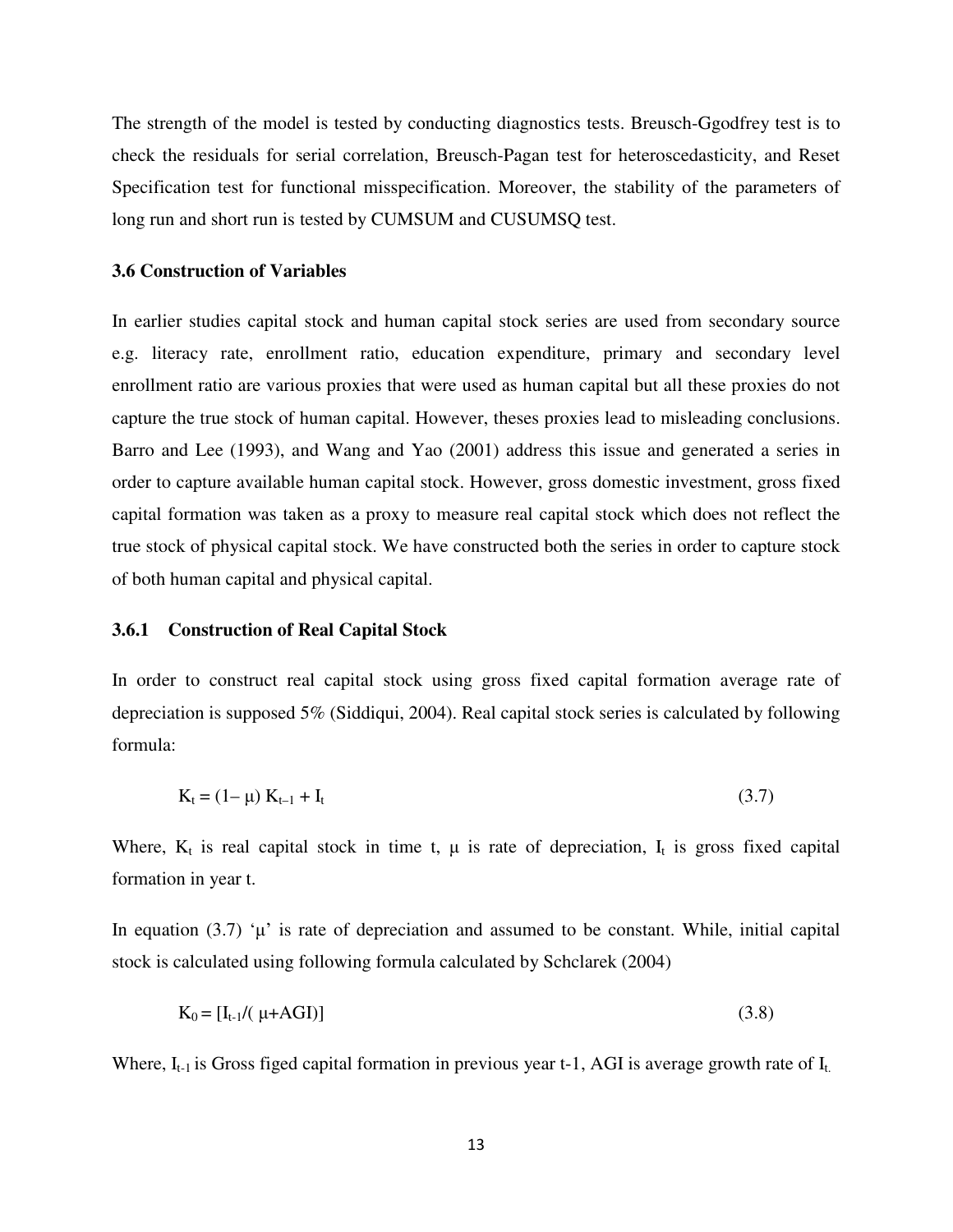The strength of the model is tested by conducting diagnostics tests. Breusch-Ggodfrey test is to check the residuals for serial correlation, Breusch-Pagan test for heteroscedasticity, and Reset Specification test for functional misspecification. Moreover, the stability of the parameters of long run and short run is tested by CUMSUM and CUSUMSQ test.

### 3.6 Construction of Variables

In earlier studies capital stock and human capital stock series are used from secondary source e.g. literacy rate, enrollment ratio, education expenditure, primary and secondary level enrollment ratio are various proxies that were used as human capital but all these proxies do not capture the true stock of human capital. However, theses proxies lead to misleading conclusions. Barro and Lee (1993), and Wang and Yao (2001) address this issue and generated a series in order to capture available human capital stock. However, gross domestic investment, gross fixed capital formation was taken as a proxy to measure real capital stock which does not reflect the true stock of physical capital stock. We have constructed both the series in order to capture stock of both human capital and physical capital.

#### 3.6.1 Construction of Real Capital Stock

In order to construct real capital stock using gross fixed capital formation average rate of depreciation is supposed 5% (Siddiqui, 2004). Real capital stock series is calculated by following formula:

$$K_t = (1-\mu)\, K_{t-1} + I_t \tag{3.7}$$

Where, $K_t$ is real capital stock in time t, $\mu$ is rate of depreciation, $I_t$ is gross fixed capital formation in year t.

In equation (3.7) '$\mu$' is rate of depreciation and assumed to be constant. While, initial capital stock is calculated using following formula calculated by Schclarek (2004)

$$K_0 = [I_{t-1}/(\mu + AGI)] \tag{3.8}$$

Where, $I_{t-1}$ is Gross figed capital formation in previous year t-1, AGI is average growth rate of $I_t$.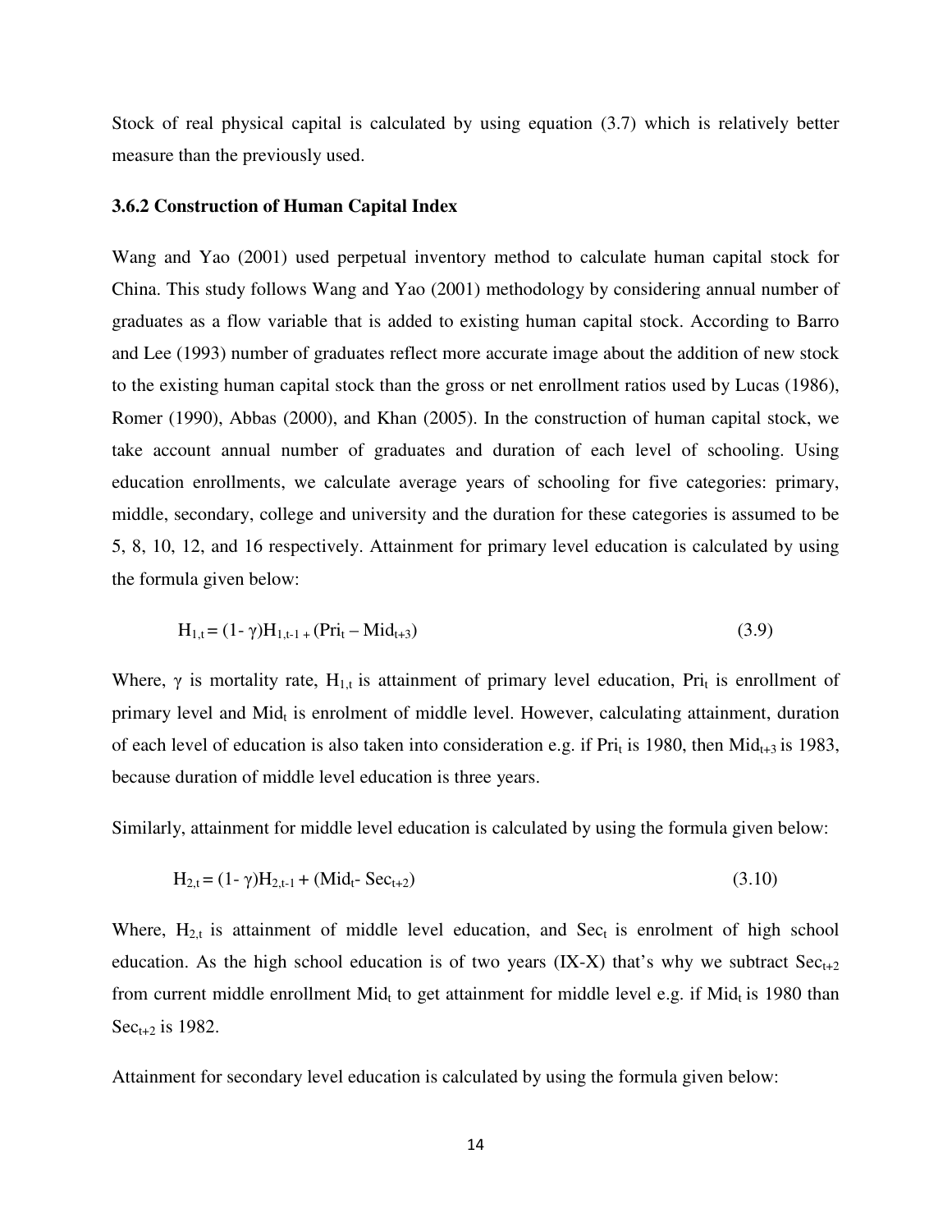Stock of real physical capital is calculated by using equation (3.7) which is relatively better measure than the previously used.

### 3.6.2 Construction of Human Capital Index

Wang and Yao (2001) used perpetual inventory method to calculate human capital stock for China. This study follows Wang and Yao (2001) methodology by considering annual number of graduates as a flow variable that is added to existing human capital stock. According to Barro and Lee (1993) number of graduates reflect more accurate image about the addition of new stock to the existing human capital stock than the gross or net enrollment ratios used by Lucas (1986), Romer (1990), Abbas (2000), and Khan (2005). In the construction of human capital stock, we take account annual number of graduates and duration of each level of schooling. Using education enrollments, we calculate average years of schooling for five categories: primary, middle, secondary, college and university and the duration for these categories is assumed to be 5, 8, 10, 12, and 16 respectively. Attainment for primary level education is calculated by using the formula given below:

$$H_{1,t} = (1-\gamma)H_{1,t-1} + (Pri_t - Mid_{t+3}) \tag{3.9}$$

Where, $\gamma$ is mortality rate, $H_{1,t}$ is attainment of primary level education, $Pri_t$ is enrollment of primary level and $Mid_t$ is enrolment of middle level. However, calculating attainment, duration of each level of education is also taken into consideration e.g. if $Pri_t$ is 1980, then $Mid_{t+3}$ is 1983, because duration of middle level education is three years.

Similarly, attainment for middle level education is calculated by using the formula given below:

$$H_{2,t} = (1-\gamma)H_{2,t-1} + (Mid_t - Sec_{t+2}) \tag{3.10}$$

Where, $H_{2,t}$ is attainment of middle level education, and $Sec_t$ is enrolment of high school education. As the high school education is of two years (IX-X) that's why we subtract $Sec_{t+2}$ from current middle enrollment $Mid_t$ to get attainment for middle level e.g. if $Mid_t$ is 1980 than $Sec_{t+2}$ is 1982.

Attainment for secondary level education is calculated by using the formula given below: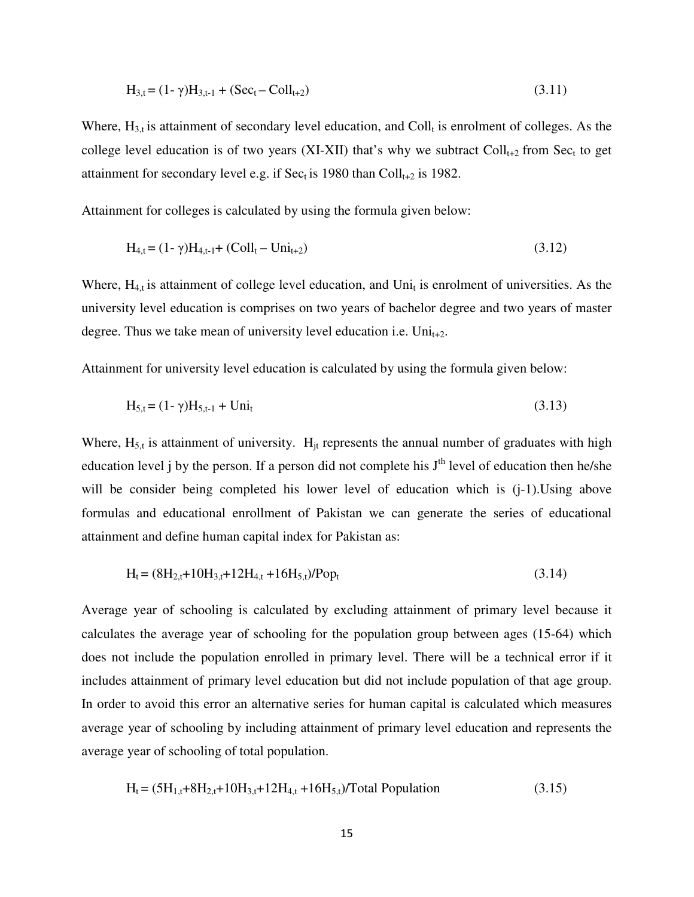$$H_{3,t} = (1-\gamma)H_{3,t-1} + (Sec_t - Coll_{t+2}) \tag{3.11}$$

Where, $H_{3,t}$ is attainment of secondary level education, and $Coll_t$ is enrolment of colleges. As the college level education is of two years (XI-XII) that's why we subtract $Coll_{t+2}$ from $Sec_t$ to get attainment for secondary level e.g. if $Sec_t$ is 1980 than $Coll_{t+2}$ is 1982.

Attainment for colleges is calculated by using the formula given below:

$$H_{4,t} = (1-\gamma)H_{4,t-1} + (Coll_t - Uni_{t+2}) \tag{3.12}$$

Where, $H_{4,t}$ is attainment of college level education, and $Uni_t$ is enrolment of universities. As the university level education is comprises on two years of bachelor degree and two years of master degree. Thus we take mean of university level education i.e. $Uni_{t+2}$.

Attainment for university level education is calculated by using the formula given below:

$$H_{5,t} = (1-\gamma)H_{5,t-1} + Uni_t \tag{3.13}$$

Where, $H_{5,t}$ is attainment of university. $H_{jt}$ represents the annual number of graduates with high education level j by the person. If a person did not complete his $J^{th}$ level of education then he/she will be consider being completed his lower level of education which is (j-1).Using above formulas and educational enrollment of Pakistan we can generate the series of educational attainment and define human capital index for Pakistan as:

$$H_t = (8H_{2,t}+10H_{3,t}+12H_{4,t}+16H_{5,t})/Pop_t \tag{3.14}$$

Average year of schooling is calculated by excluding attainment of primary level because it calculates the average year of schooling for the population group between ages (15-64) which does not include the population enrolled in primary level. There will be a technical error if it includes attainment of primary level education but did not include population of that age group. In order to avoid this error an alternative series for human capital is calculated which measures average year of schooling by including attainment of primary level education and represents the average year of schooling of total population.

$$H_t = (5H_{1,t}+8H_{2,t}+10H_{3,t}+12H_{4,t}+16H_{5,t})/\text{Total Population} \tag{3.15}$$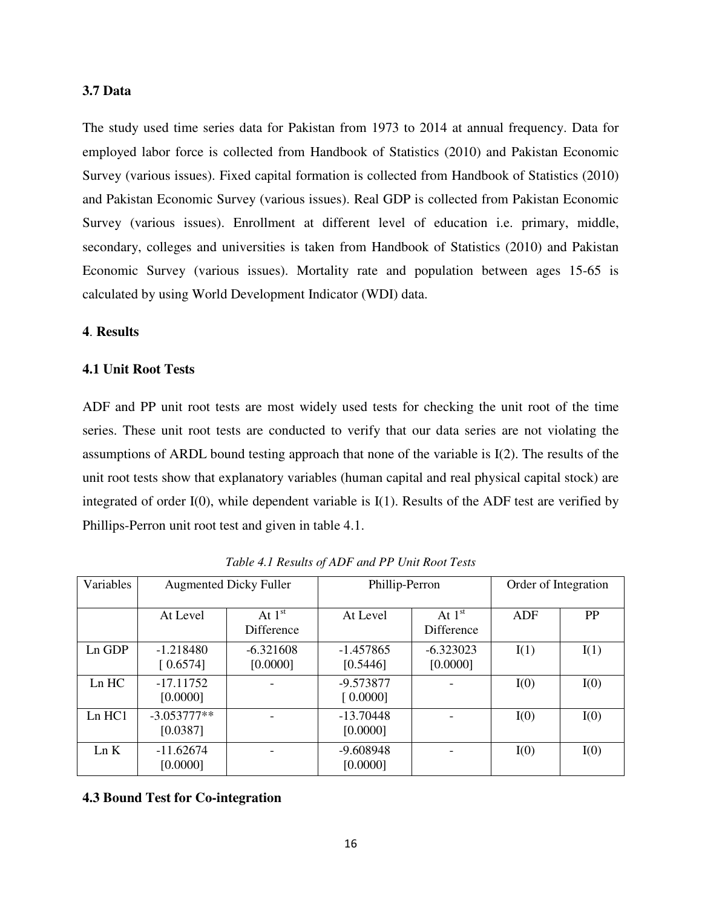### 3.7 Data

The study used time series data for Pakistan from 1973 to 2014 at annual frequency. Data for employed labor force is collected from Handbook of Statistics (2010) and Pakistan Economic Survey (various issues). Fixed capital formation is collected from Handbook of Statistics (2010) and Pakistan Economic Survey (various issues). Real GDP is collected from Pakistan Economic Survey (various issues). Enrollment at different level of education i.e. primary, middle, secondary, colleges and universities is taken from Handbook of Statistics (2010) and Pakistan Economic Survey (various issues). Mortality rate and population between ages 15-65 is calculated by using World Development Indicator (WDI) data.

## 4. Results

### 4.1 Unit Root Tests

ADF and PP unit root tests are most widely used tests for checking the unit root of the time series. These unit root tests are conducted to verify that our data series are not violating the assumptions of ARDL bound testing approach that none of the variable is I(2). The results of the unit root tests show that explanatory variables (human capital and real physical capital stock) are integrated of order I(0), while dependent variable is I(1). Results of the ADF test are verified by Phillips-Perron unit root test and given in table 4.1.

*Table 4.1 Results of ADF and PP Unit Root Tests*

| Variables | Augmented Dicky Fuller | | Phillip-Perron | | Order of Integration | |
|---|---|---|---|---|---|---|
| | At Level | At 1st Difference | At Level | At 1st Difference | ADF | PP |
| Ln GDP | -1.218480 [ 0.6574] | -6.321608 [0.0000] | -1.457865 [0.5446] | -6.323023 [0.0000] | I(1) | I(1) |
| Ln HC | -17.11752 [0.0000] | - | -9.573877 [ 0.0000] | - | I(0) | I(0) |
| Ln HC1 | -3.053777** [0.0387] | - | -13.70448 [0.0000] | - | I(0) | I(0) |
| Ln K | -11.62674 [0.0000] | - | -9.608948 [0.0000] | - | I(0) | I(0) |

### 4.3 Bound Test for Co-integration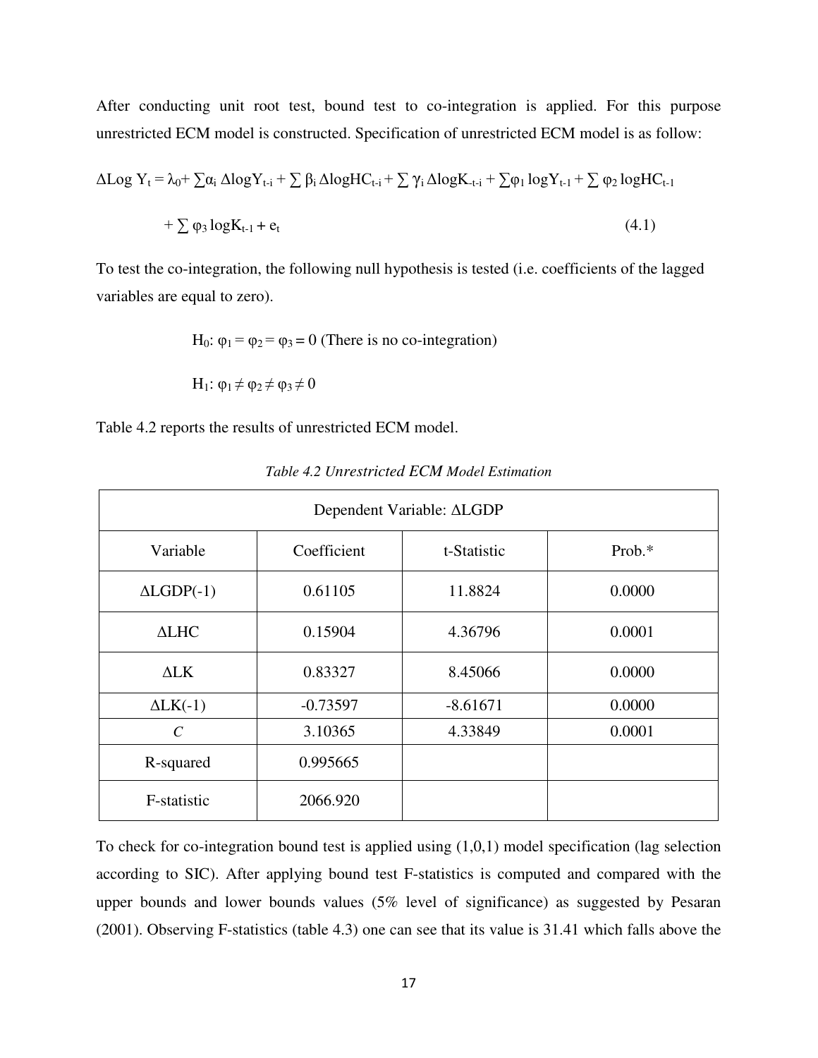After conducting unit root test, bound test to co-integration is applied. For this purpose unrestricted ECM model is constructed. Specification of unrestricted ECM model is as follow:

$$\Delta \text{Log } Y_t = \lambda_0 + \sum \alpha_i \, \Delta \log Y_{t-i} + \sum \beta_i \, \Delta \log HC_{t-i} + \sum \gamma_i \, \Delta \log K_{-t-i} + \sum \varphi_1 \log Y_{t-1} + \sum \varphi_2 \log HC_{t-1} + \sum \varphi_3 \log K_{t-1} + e_t \quad (4.1)$$

To test the co-integration, the following null hypothesis is tested (i.e. coefficients of the lagged variables are equal to zero).

$H_0$: $\varphi_1 = \varphi_2 = \varphi_3 = 0$ (There is no co-integration)

$H_1$: $\varphi_1 \neq \varphi_2 \neq \varphi_3 \neq 0$

Table 4.2 reports the results of unrestricted ECM model.

*Table 4.2 Unrestricted ECM Model Estimation*

| Dependent Variable: ΔLGDP | | | |
|---|---|---|---|
| Variable | Coefficient | t-Statistic | Prob.* |
| ΔLGDP(-1) | 0.61105 | 11.8824 | 0.0000 |
| ΔLHC | 0.15904 | 4.36796 | 0.0001 |
| ΔLK | 0.83327 | 8.45066 | 0.0000 |
| ΔLK(-1) | -0.73597 | -8.61671 | 0.0000 |
| *C* | 3.10365 | 4.33849 | 0.0001 |
| R-squared | 0.995665 | | |
| F-statistic | 2066.920 | | |

To check for co-integration bound test is applied using (1,0,1) model specification (lag selection according to SIC). After applying bound test F-statistics is computed and compared with the upper bounds and lower bounds values (5% level of significance) as suggested by Pesaran (2001). Observing F-statistics (table 4.3) one can see that its value is 31.41 which falls above the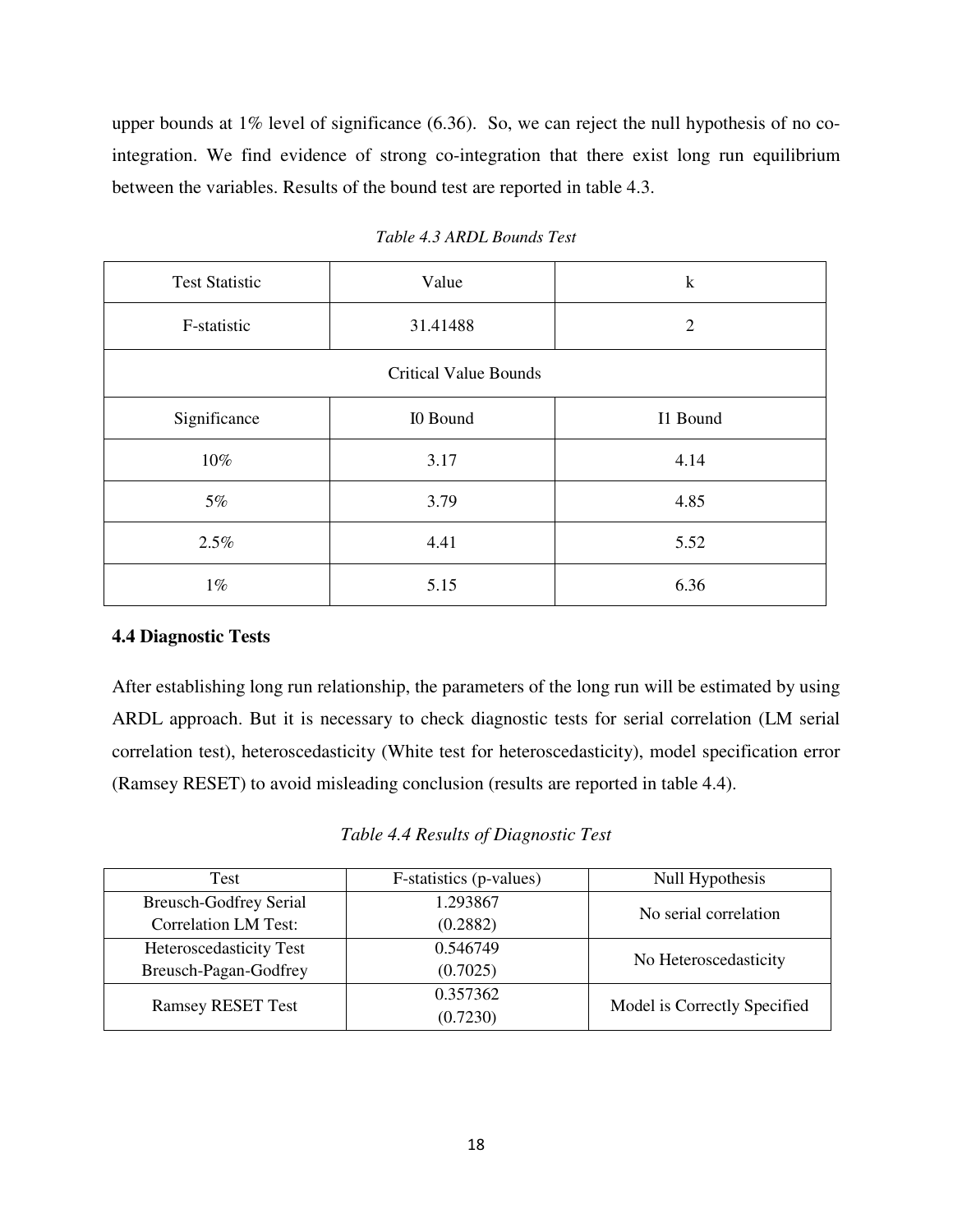upper bounds at 1% level of significance (6.36). So, we can reject the null hypothesis of no co-integration. We find evidence of strong co-integration that there exist long run equilibrium between the variables. Results of the bound test are reported in table 4.3.

*Table 4.3 ARDL Bounds Test*

| Test Statistic | Value | k |
|---|---|---|
| F-statistic | 31.41488 | 2 |
| Critical Value Bounds | | |
| Significance | I0 Bound | I1 Bound |
| 10% | 3.17 | 4.14 |
| 5% | 3.79 | 4.85 |
| 2.5% | 4.41 | 5.52 |
| 1% | 5.15 | 6.36 |

**4.4 Diagnostic Tests**

After establishing long run relationship, the parameters of the long run will be estimated by using ARDL approach. But it is necessary to check diagnostic tests for serial correlation (LM serial correlation test), heteroscedasticity (White test for heteroscedasticity), model specification error (Ramsey RESET) to avoid misleading conclusion (results are reported in table 4.4).

*Table 4.4 Results of Diagnostic Test*

| Test | F-statistics (p-values) | Null Hypothesis |
|---|---|---|
| Breusch-Godfrey Serial Correlation LM Test: | 1.293867 (0.2882) | No serial correlation |
| Heteroscedasticity Test Breusch-Pagan-Godfrey | 0.546749 (0.7025) | No Heteroscedasticity |
| Ramsey RESET Test | 0.357362 (0.7230) | Model is Correctly Specified |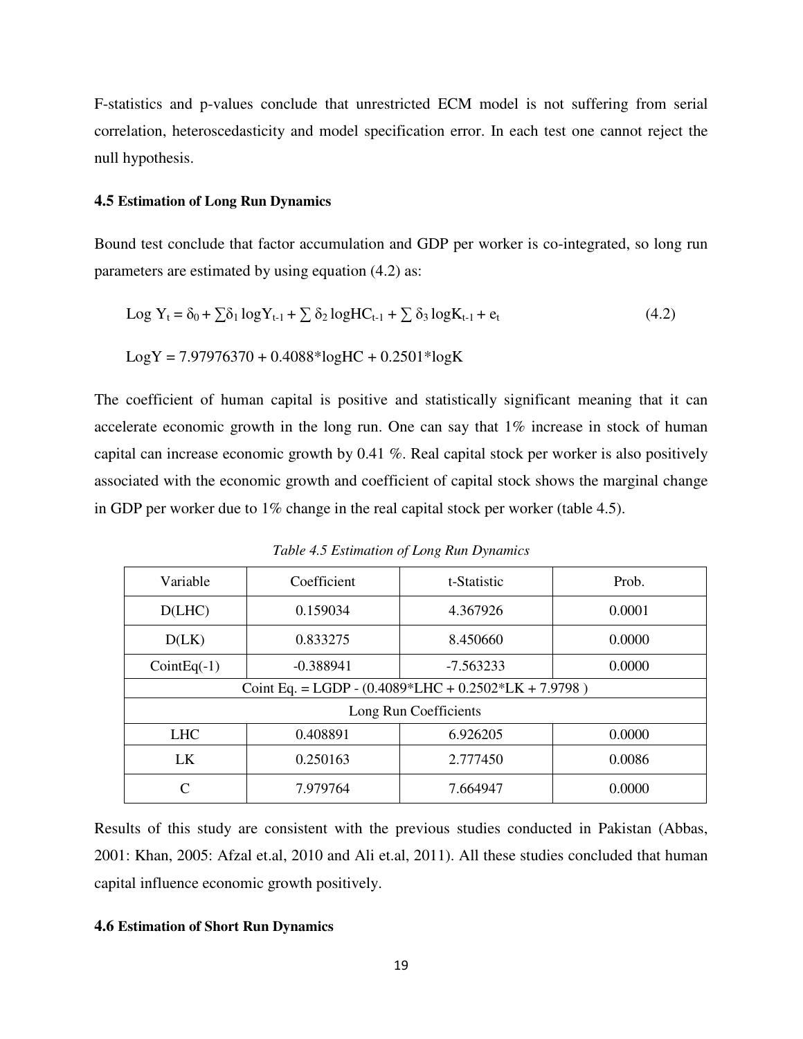F-statistics and p-values conclude that unrestricted ECM model is not suffering from serial correlation, heteroscedasticity and model specification error. In each test one cannot reject the null hypothesis.

### 4.5 Estimation of Long Run Dynamics

Bound test conclude that factor accumulation and GDP per worker is co-integrated, so long run parameters are estimated by using equation (4.2) as:

$$\text{Log } Y_t = \delta_0 + \sum \delta_1 \log Y_{t-1} + \sum \delta_2 \log HC_{t-1} + \sum \delta_3 \log K_{t-1} + e_t \tag{4.2}$$

$$\text{LogY} = 7.97976370 + 0.4088*\text{logHC} + 0.2501*\text{logK}$$

The coefficient of human capital is positive and statistically significant meaning that it can accelerate economic growth in the long run. One can say that 1% increase in stock of human capital can increase economic growth by 0.41 %. Real capital stock per worker is also positively associated with the economic growth and coefficient of capital stock shows the marginal change in GDP per worker due to 1% change in the real capital stock per worker (table 4.5).

*Table 4.5 Estimation of Long Run Dynamics*

| Variable | Coefficient | t-Statistic | Prob. |
|---|---|---|---|
| D(LHC) | 0.159034 | 4.367926 | 0.0001 |
| D(LK) | 0.833275 | 8.450660 | 0.0000 |
| CointEq(-1) | -0.388941 | -7.563233 | 0.0000 |
| Coint Eq. = LGDP - (0.4089*LHC + 0.2502*LK + 7.9798 ) | | | |
| Long Run Coefficients | | | |
| LHC | 0.408891 | 6.926205 | 0.0000 |
| LK | 0.250163 | 2.777450 | 0.0086 |
| C | 7.979764 | 7.664947 | 0.0000 |

Results of this study are consistent with the previous studies conducted in Pakistan (Abbas, 2001: Khan, 2005: Afzal et.al, 2010 and Ali et.al, 2011). All these studies concluded that human capital influence economic growth positively.

### 4.6 Estimation of Short Run Dynamics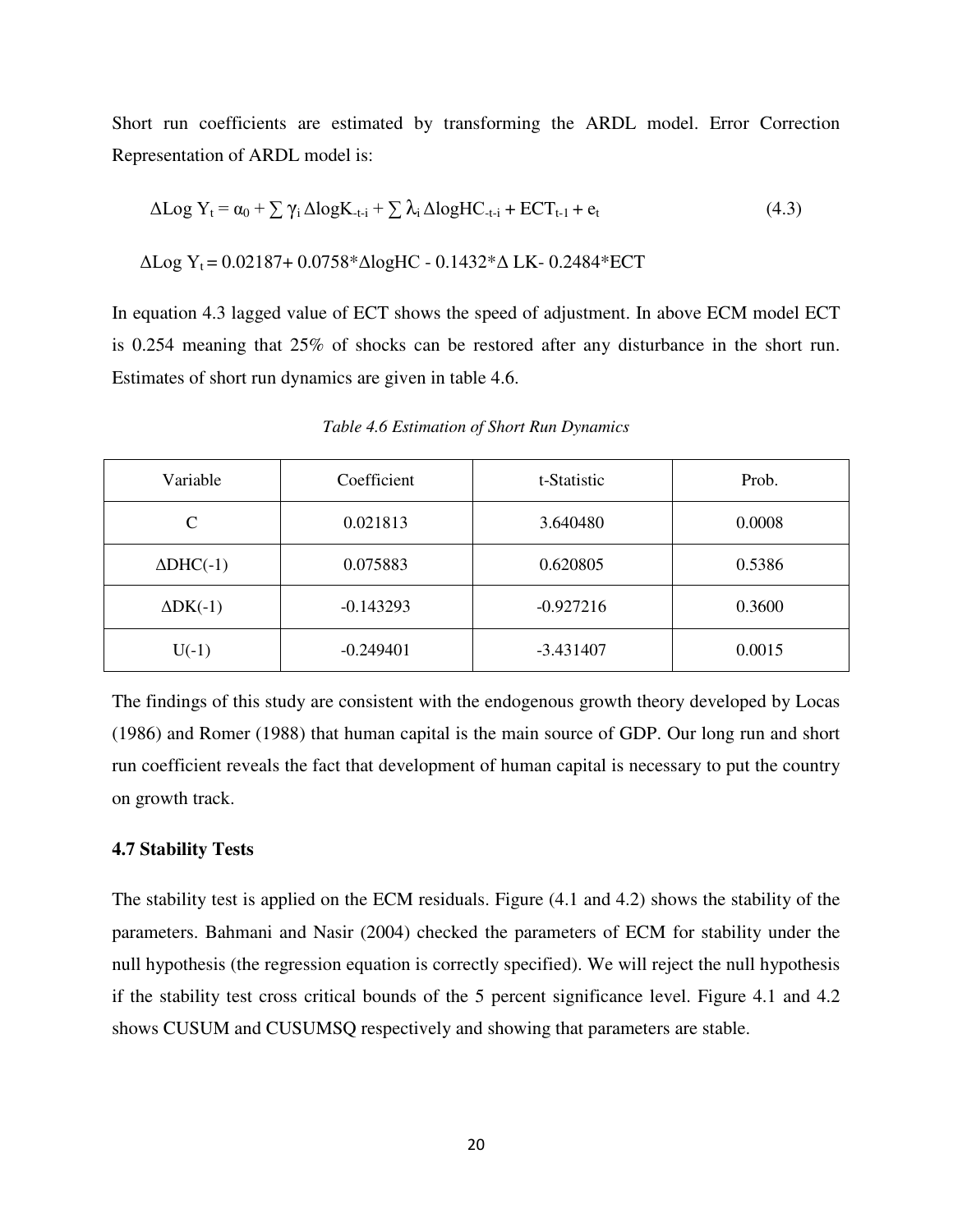Short run coefficients are estimated by transforming the ARDL model. Error Correction Representation of ARDL model is:

$$\Delta \text{Log } Y_t = \alpha_0 + \sum \gamma_i \Delta \log K_{-t-i} + \sum \lambda_i \Delta \log HC_{-t-i} + ECT_{t-1} + e_t \tag{4.3}$$

$$\Delta \text{Log } Y_t = 0.02187 + 0.0758 * \Delta \log HC - 0.1432 * \Delta \text{ LK} - 0.2484 * ECT$$

In equation 4.3 lagged value of ECT shows the speed of adjustment. In above ECM model ECT is 0.254 meaning that 25% of shocks can be restored after any disturbance in the short run. Estimates of short run dynamics are given in table 4.6.

*Table 4.6 Estimation of Short Run Dynamics*

| Variable | Coefficient | t-Statistic | Prob. |
|---|---|---|---|
| C | 0.021813 | 3.640480 | 0.0008 |
| ΔDHC(-1) | 0.075883 | 0.620805 | 0.5386 |
| ΔDK(-1) | -0.143293 | -0.927216 | 0.3600 |
| U(-1) | -0.249401 | -3.431407 | 0.0015 |

The findings of this study are consistent with the endogenous growth theory developed by Locas (1986) and Romer (1988) that human capital is the main source of GDP. Our long run and short run coefficient reveals the fact that development of human capital is necessary to put the country on growth track.

### 4.7 Stability Tests

The stability test is applied on the ECM residuals. Figure (4.1 and 4.2) shows the stability of the parameters. Bahmani and Nasir (2004) checked the parameters of ECM for stability under the null hypothesis (the regression equation is correctly specified). We will reject the null hypothesis if the stability test cross critical bounds of the 5 percent significance level. Figure 4.1 and 4.2 shows CUSUM and CUSUMSQ respectively and showing that parameters are stable.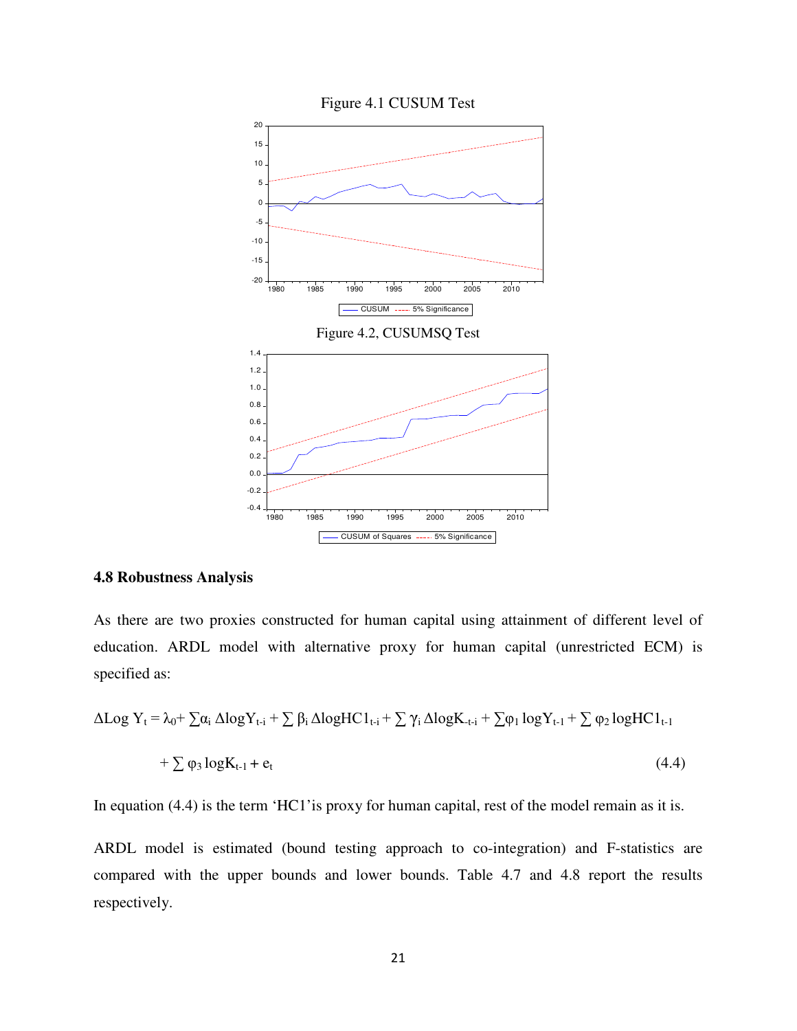Figure 4.1 CUSUM Test

Figure 4.2, CUSUMSQ Test

### 4.8 Robustness Analysis

As there are two proxies constructed for human capital using attainment of different level of education. ARDL model with alternative proxy for human capital (unrestricted ECM) is specified as:

$$\Delta \text{Log } Y_t = \lambda_0 + \sum \alpha_i \, \Delta \log Y_{t-i} + \sum \beta_i \, \Delta \log HC1_{t-i} + \sum \gamma_i \, \Delta \log K_{t-i} + \sum \varphi_1 \log Y_{t-1} + \sum \varphi_2 \log HC1_{t-1}$$

$$+ \sum \varphi_3 \log K_{t-1} + e_t \qquad (4.4)$$

In equation (4.4) is the term 'HC1'is proxy for human capital, rest of the model remain as it is.

ARDL model is estimated (bound testing approach to co-integration) and F-statistics are compared with the upper bounds and lower bounds. Table 4.7 and 4.8 report the results respectively.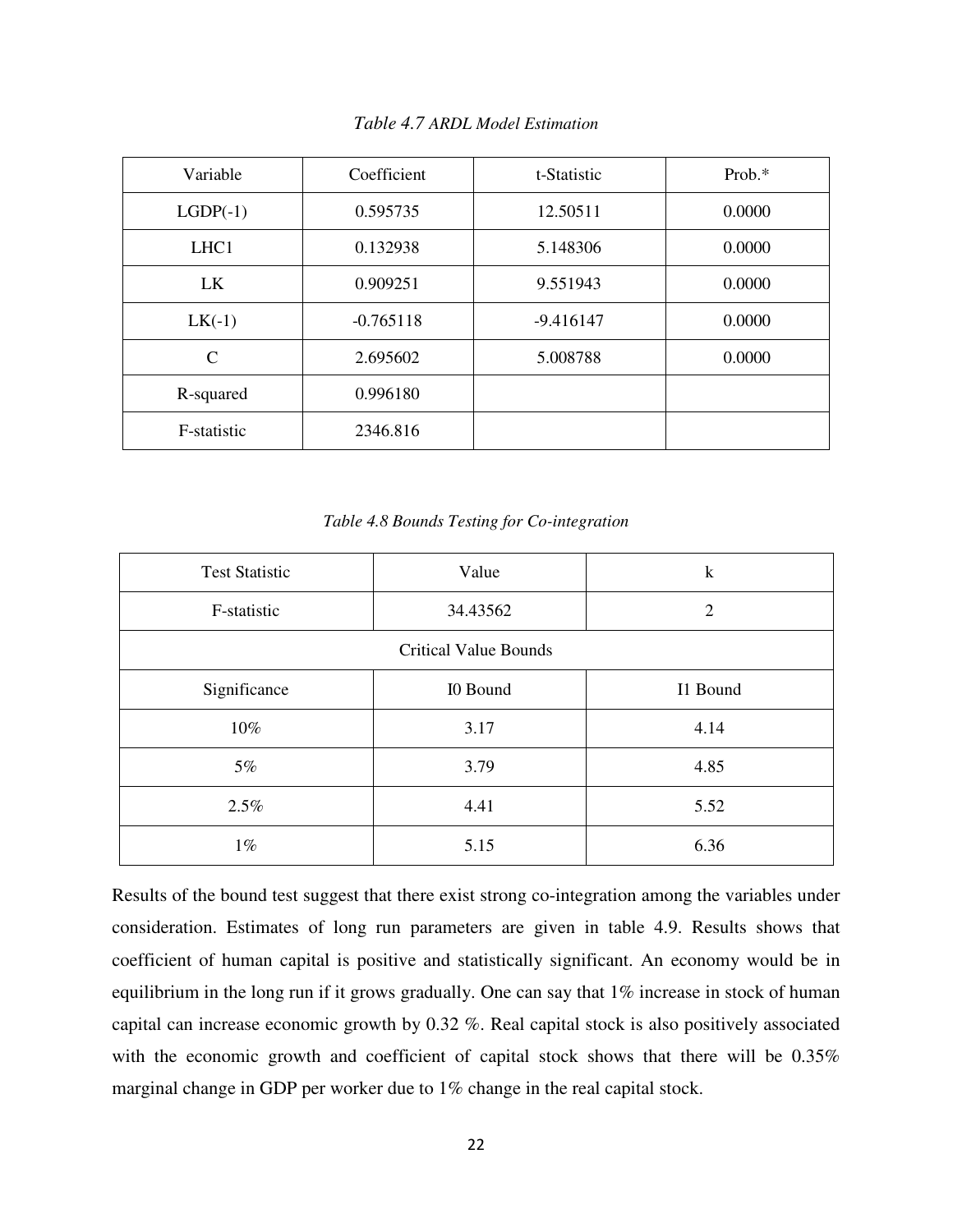*Table 4.7 ARDL Model Estimation*

| Variable | Coefficient | t-Statistic | Prob.* |
|---|---|---|---|
| LGDP(-1) | 0.595735 | 12.50511 | 0.0000 |
| LHC1 | 0.132938 | 5.148306 | 0.0000 |
| LK | 0.909251 | 9.551943 | 0.0000 |
| LK(-1) | -0.765118 | -9.416147 | 0.0000 |
| C | 2.695602 | 5.008788 | 0.0000 |
| R-squared | 0.996180 | | |
| F-statistic | 2346.816 | | |

*Table 4.8 Bounds Testing for Co-integration*

| Test Statistic | Value | k |
|---|---|---|
| F-statistic | 34.43562 | 2 |
| Critical Value Bounds | | |
| Significance | I0 Bound | I1 Bound |
| 10% | 3.17 | 4.14 |
| 5% | 3.79 | 4.85 |
| 2.5% | 4.41 | 5.52 |
| 1% | 5.15 | 6.36 |

Results of the bound test suggest that there exist strong co-integration among the variables under consideration. Estimates of long run parameters are given in table 4.9. Results shows that coefficient of human capital is positive and statistically significant. An economy would be in equilibrium in the long run if it grows gradually. One can say that 1% increase in stock of human capital can increase economic growth by 0.32 %. Real capital stock is also positively associated with the economic growth and coefficient of capital stock shows that there will be 0.35% marginal change in GDP per worker due to 1% change in the real capital stock.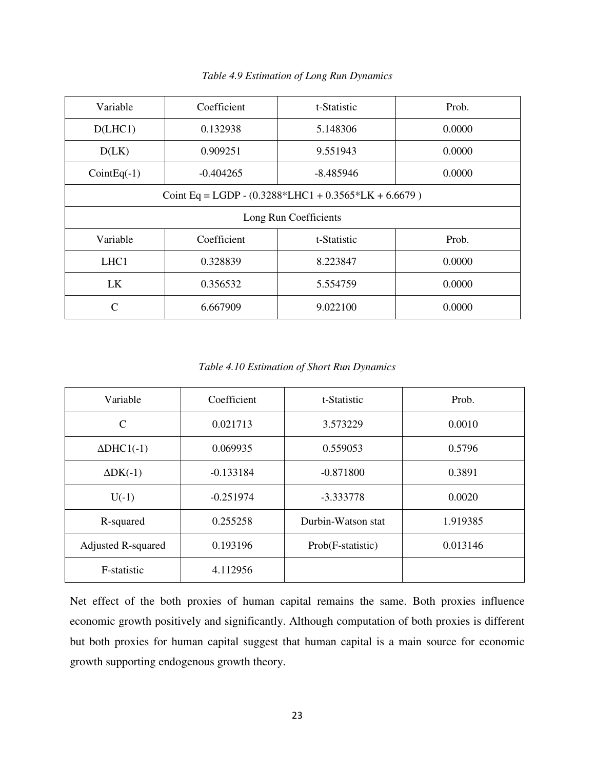*Table 4.9 Estimation of Long Run Dynamics*

| Variable | Coefficient | t-Statistic | Prob. |
|---|---|---|---|
| D(LHC1) | 0.132938 | 5.148306 | 0.0000 |
| D(LK) | 0.909251 | 9.551943 | 0.0000 |
| CointEq(-1) | -0.404265 | -8.485946 | 0.0000 |
| Coint Eq = LGDP - (0.3288*LHC1 + 0.3565*LK + 6.6679 ) | | | |
| Long Run Coefficients | | | |
| Variable | Coefficient | t-Statistic | Prob. |
| LHC1 | 0.328839 | 8.223847 | 0.0000 |
| LK | 0.356532 | 5.554759 | 0.0000 |
| C | 6.667909 | 9.022100 | 0.0000 |

*Table 4.10 Estimation of Short Run Dynamics*

| Variable | Coefficient | t-Statistic | Prob. |
|---|---|---|---|
| C | 0.021713 | 3.573229 | 0.0010 |
| ΔDHC1(-1) | 0.069935 | 0.559053 | 0.5796 |
| ΔDK(-1) | -0.133184 | -0.871800 | 0.3891 |
| U(-1) | -0.251974 | -3.333778 | 0.0020 |
| R-squared | 0.255258 | Durbin-Watson stat | 1.919385 |
| Adjusted R-squared | 0.193196 | Prob(F-statistic) | 0.013146 |
| F-statistic | 4.112956 | | |

Net effect of the both proxies of human capital remains the same. Both proxies influence economic growth positively and significantly. Although computation of both proxies is different but both proxies for human capital suggest that human capital is a main source for economic growth supporting endogenous growth theory.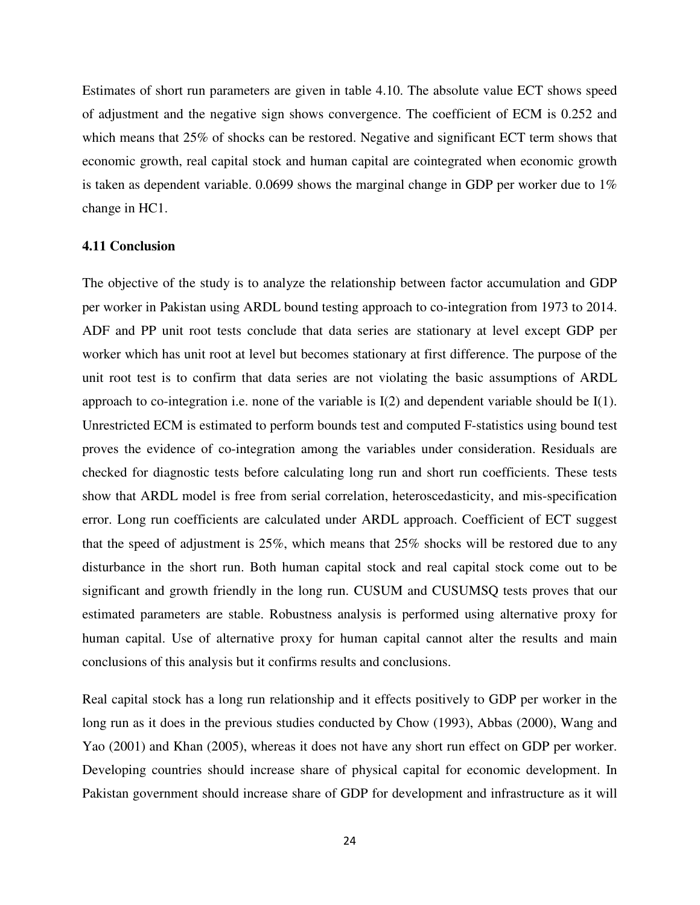Estimates of short run parameters are given in table 4.10. The absolute value ECT shows speed of adjustment and the negative sign shows convergence. The coefficient of ECM is 0.252 and which means that 25% of shocks can be restored. Negative and significant ECT term shows that economic growth, real capital stock and human capital are cointegrated when economic growth is taken as dependent variable. 0.0699 shows the marginal change in GDP per worker due to 1% change in HC1.

### 4.11 Conclusion

The objective of the study is to analyze the relationship between factor accumulation and GDP per worker in Pakistan using ARDL bound testing approach to co-integration from 1973 to 2014. ADF and PP unit root tests conclude that data series are stationary at level except GDP per worker which has unit root at level but becomes stationary at first difference. The purpose of the unit root test is to confirm that data series are not violating the basic assumptions of ARDL approach to co-integration i.e. none of the variable is I(2) and dependent variable should be I(1). Unrestricted ECM is estimated to perform bounds test and computed F-statistics using bound test proves the evidence of co-integration among the variables under consideration. Residuals are checked for diagnostic tests before calculating long run and short run coefficients. These tests show that ARDL model is free from serial correlation, heteroscedasticity, and mis-specification error. Long run coefficients are calculated under ARDL approach. Coefficient of ECT suggest that the speed of adjustment is 25%, which means that 25% shocks will be restored due to any disturbance in the short run. Both human capital stock and real capital stock come out to be significant and growth friendly in the long run. CUSUM and CUSUMSQ tests proves that our estimated parameters are stable. Robustness analysis is performed using alternative proxy for human capital. Use of alternative proxy for human capital cannot alter the results and main conclusions of this analysis but it confirms results and conclusions.

Real capital stock has a long run relationship and it effects positively to GDP per worker in the long run as it does in the previous studies conducted by Chow (1993), Abbas (2000), Wang and Yao (2001) and Khan (2005), whereas it does not have any short run effect on GDP per worker. Developing countries should increase share of physical capital for economic development. In Pakistan government should increase share of GDP for development and infrastructure as it will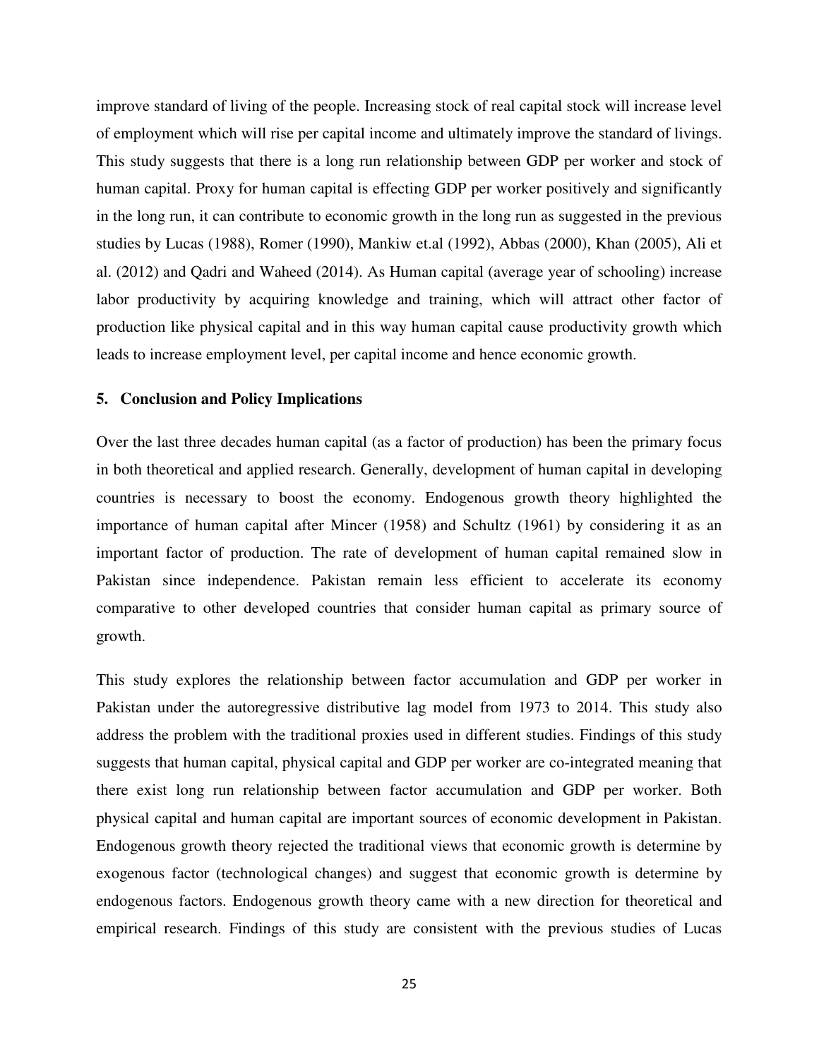improve standard of living of the people. Increasing stock of real capital stock will increase level of employment which will rise per capital income and ultimately improve the standard of livings. This study suggests that there is a long run relationship between GDP per worker and stock of human capital. Proxy for human capital is effecting GDP per worker positively and significantly in the long run, it can contribute to economic growth in the long run as suggested in the previous studies by Lucas (1988), Romer (1990), Mankiw et.al (1992), Abbas (2000), Khan (2005), Ali et al. (2012) and Qadri and Waheed (2014). As Human capital (average year of schooling) increase labor productivity by acquiring knowledge and training, which will attract other factor of production like physical capital and in this way human capital cause productivity growth which leads to increase employment level, per capital income and hence economic growth.

## 5. Conclusion and Policy Implications

Over the last three decades human capital (as a factor of production) has been the primary focus in both theoretical and applied research. Generally, development of human capital in developing countries is necessary to boost the economy. Endogenous growth theory highlighted the importance of human capital after Mincer (1958) and Schultz (1961) by considering it as an important factor of production. The rate of development of human capital remained slow in Pakistan since independence. Pakistan remain less efficient to accelerate its economy comparative to other developed countries that consider human capital as primary source of growth.

This study explores the relationship between factor accumulation and GDP per worker in Pakistan under the autoregressive distributive lag model from 1973 to 2014. This study also address the problem with the traditional proxies used in different studies. Findings of this study suggests that human capital, physical capital and GDP per worker are co-integrated meaning that there exist long run relationship between factor accumulation and GDP per worker. Both physical capital and human capital are important sources of economic development in Pakistan. Endogenous growth theory rejected the traditional views that economic growth is determine by exogenous factor (technological changes) and suggest that economic growth is determine by endogenous factors. Endogenous growth theory came with a new direction for theoretical and empirical research. Findings of this study are consistent with the previous studies of Lucas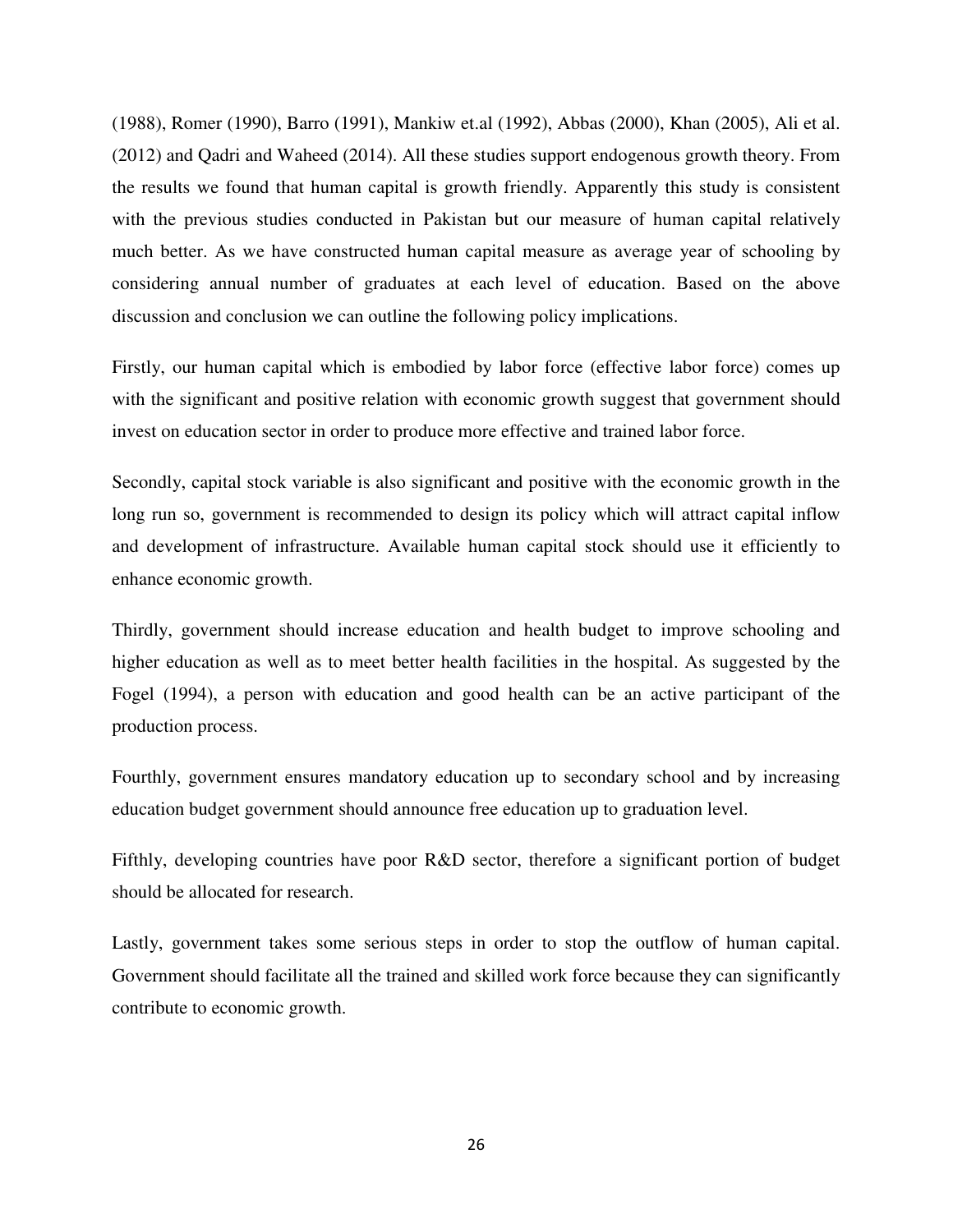(1988), Romer (1990), Barro (1991), Mankiw et.al (1992), Abbas (2000), Khan (2005), Ali et al. (2012) and Qadri and Waheed (2014). All these studies support endogenous growth theory. From the results we found that human capital is growth friendly. Apparently this study is consistent with the previous studies conducted in Pakistan but our measure of human capital relatively much better. As we have constructed human capital measure as average year of schooling by considering annual number of graduates at each level of education. Based on the above discussion and conclusion we can outline the following policy implications.

Firstly, our human capital which is embodied by labor force (effective labor force) comes up with the significant and positive relation with economic growth suggest that government should invest on education sector in order to produce more effective and trained labor force.

Secondly, capital stock variable is also significant and positive with the economic growth in the long run so, government is recommended to design its policy which will attract capital inflow and development of infrastructure. Available human capital stock should use it efficiently to enhance economic growth.

Thirdly, government should increase education and health budget to improve schooling and higher education as well as to meet better health facilities in the hospital. As suggested by the Fogel (1994), a person with education and good health can be an active participant of the production process.

Fourthly, government ensures mandatory education up to secondary school and by increasing education budget government should announce free education up to graduation level.

Fifthly, developing countries have poor R&D sector, therefore a significant portion of budget should be allocated for research.

Lastly, government takes some serious steps in order to stop the outflow of human capital. Government should facilitate all the trained and skilled work force because they can significantly contribute to economic growth.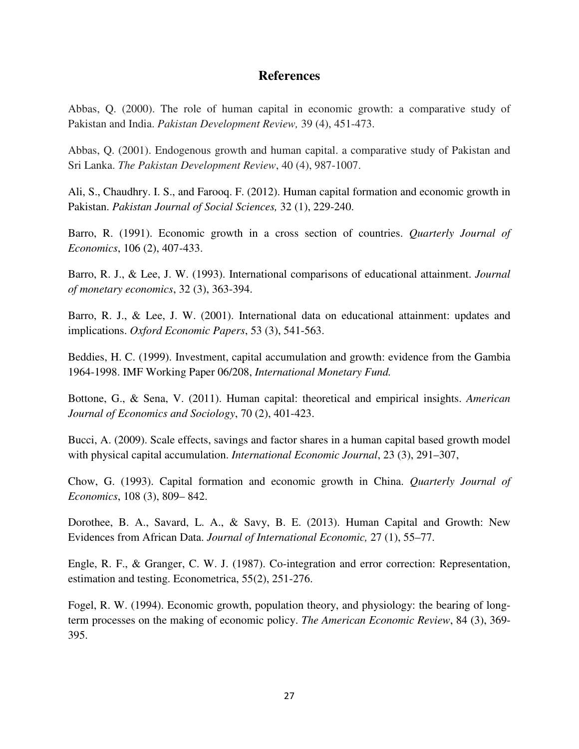## References

Abbas, Q. (2000). The role of human capital in economic growth: a comparative study of Pakistan and India. *Pakistan Development Review,* 39 (4), 451-473.

Abbas, Q. (2001). Endogenous growth and human capital. a comparative study of Pakistan and Sri Lanka. *The Pakistan Development Review*, 40 (4), 987-1007.

Ali, S., Chaudhry. I. S., and Farooq. F. (2012). Human capital formation and economic growth in Pakistan. *Pakistan Journal of Social Sciences,* 32 (1), 229-240.

Barro, R. (1991). Economic growth in a cross section of countries. *Quarterly Journal of Economics*, 106 (2), 407-433.

Barro, R. J., & Lee, J. W. (1993). International comparisons of educational attainment. *Journal of monetary economics*, 32 (3), 363-394.

Barro, R. J., & Lee, J. W. (2001). International data on educational attainment: updates and implications. *Oxford Economic Papers*, 53 (3), 541-563.

Beddies, H. C. (1999). Investment, capital accumulation and growth: evidence from the Gambia 1964-1998. IMF Working Paper 06/208, *International Monetary Fund.*

Bottone, G., & Sena, V. (2011). Human capital: theoretical and empirical insights. *American Journal of Economics and Sociology*, 70 (2), 401-423.

Bucci, A. (2009). Scale effects, savings and factor shares in a human capital based growth model with physical capital accumulation. *International Economic Journal*, 23 (3), 291–307,

Chow, G. (1993). Capital formation and economic growth in China. *Quarterly Journal of Economics*, 108 (3), 809– 842.

Dorothee, B. A., Savard, L. A., & Savy, B. E. (2013). Human Capital and Growth: New Evidences from African Data. *Journal of International Economic,* 27 (1), 55–77.

Engle, R. F., & Granger, C. W. J. (1987). Co-integration and error correction: Representation, estimation and testing. Econometrica, 55(2), 251-276.

Fogel, R. W. (1994). Economic growth, population theory, and physiology: the bearing of long-term processes on the making of economic policy. *The American Economic Review*, 84 (3), 369-395.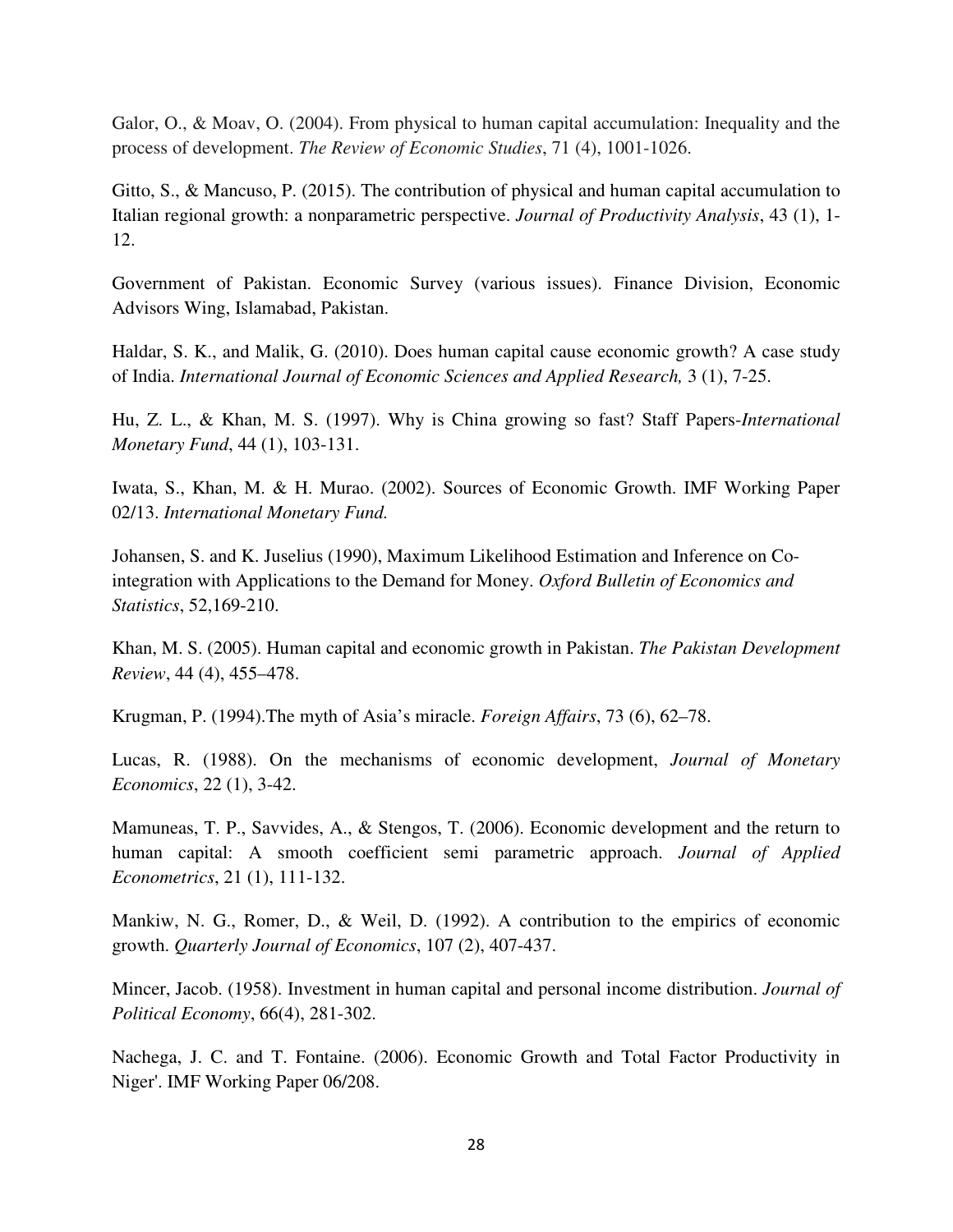Galor, O., & Moav, O. (2004). From physical to human capital accumulation: Inequality and the process of development. *The Review of Economic Studies*, 71 (4), 1001-1026.

Gitto, S., & Mancuso, P. (2015). The contribution of physical and human capital accumulation to Italian regional growth: a nonparametric perspective. *Journal of Productivity Analysis*, 43 (1), 1-12.

Government of Pakistan. Economic Survey (various issues). Finance Division, Economic Advisors Wing, Islamabad, Pakistan.

Haldar, S. K., and Malik, G. (2010). Does human capital cause economic growth? A case study of India. *International Journal of Economic Sciences and Applied Research,* 3 (1), 7-25.

Hu, Z. L., & Khan, M. S. (1997). Why is China growing so fast? Staff Papers-*International Monetary Fund*, 44 (1), 103-131.

Iwata, S., Khan, M. & H. Murao. (2002). Sources of Economic Growth. IMF Working Paper 02/13. *International Monetary Fund.*

Johansen, S. and K. Juselius (1990), Maximum Likelihood Estimation and Inference on Co-integration with Applications to the Demand for Money. *Oxford Bulletin of Economics and Statistics*, 52,169-210.

Khan, M. S. (2005). Human capital and economic growth in Pakistan. *The Pakistan Development Review*, 44 (4), 455–478.

Krugman, P. (1994).The myth of Asia's miracle. *Foreign Affairs*, 73 (6), 62–78.

Lucas, R. (1988). On the mechanisms of economic development, *Journal of Monetary Economics*, 22 (1), 3-42.

Mamuneas, T. P., Savvides, A., & Stengos, T. (2006). Economic development and the return to human capital: A smooth coefficient semi parametric approach. *Journal of Applied Econometrics*, 21 (1), 111-132.

Mankiw, N. G., Romer, D., & Weil, D. (1992). A contribution to the empirics of economic growth. *Quarterly Journal of Economics*, 107 (2), 407-437.

Mincer, Jacob. (1958). Investment in human capital and personal income distribution. *Journal of Political Economy*, 66(4), 281-302.

Nachega, J. C. and T. Fontaine. (2006). Economic Growth and Total Factor Productivity in Niger'. IMF Working Paper 06/208.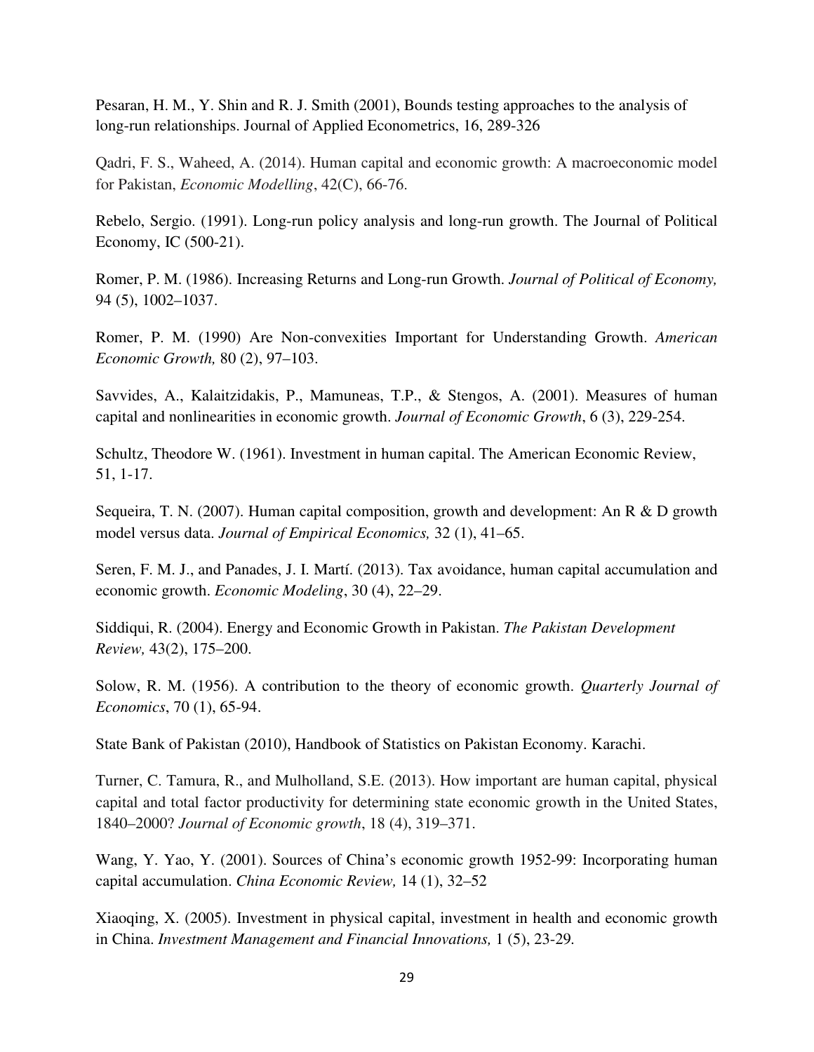Pesaran, H. M., Y. Shin and R. J. Smith (2001), Bounds testing approaches to the analysis of long-run relationships. Journal of Applied Econometrics, 16, 289-326

Qadri, F. S., Waheed, A. (2014). Human capital and economic growth: A macroeconomic model for Pakistan, *Economic Modelling*, 42(C), 66-76.

Rebelo, Sergio. (1991). Long-run policy analysis and long-run growth. The Journal of Political Economy, IC (500-21).

Romer, P. M. (1986). Increasing Returns and Long-run Growth. *Journal of Political of Economy,* 94 (5), 1002–1037.

Romer, P. M. (1990) Are Non-convexities Important for Understanding Growth. *American Economic Growth,* 80 (2), 97–103.

Savvides, A., Kalaitzidakis, P., Mamuneas, T.P., & Stengos, A. (2001). Measures of human capital and nonlinearities in economic growth. *Journal of Economic Growth*, 6 (3), 229-254.

Schultz, Theodore W. (1961). Investment in human capital. The American Economic Review, 51, 1-17.

Sequeira, T. N. (2007). Human capital composition, growth and development: An R & D growth model versus data. *Journal of Empirical Economics,* 32 (1), 41–65.

Seren, F. M. J., and Panades, J. I. Martí. (2013). Tax avoidance, human capital accumulation and economic growth. *Economic Modeling*, 30 (4), 22–29.

Siddiqui, R. (2004). Energy and Economic Growth in Pakistan. *The Pakistan Development Review,* 43(2), 175–200.

Solow, R. M. (1956). A contribution to the theory of economic growth. *Quarterly Journal of Economics*, 70 (1), 65-94.

State Bank of Pakistan (2010), Handbook of Statistics on Pakistan Economy. Karachi.

Turner, C. Tamura, R., and Mulholland, S.E. (2013). How important are human capital, physical capital and total factor productivity for determining state economic growth in the United States, 1840–2000? *Journal of Economic growth*, 18 (4), 319–371.

Wang, Y. Yao, Y. (2001). Sources of China's economic growth 1952-99: Incorporating human capital accumulation. *China Economic Review,* 14 (1), 32–52

Xiaoqing, X. (2005). Investment in physical capital, investment in health and economic growth in China. *Investment Management and Financial Innovations,* 1 (5), 23-29.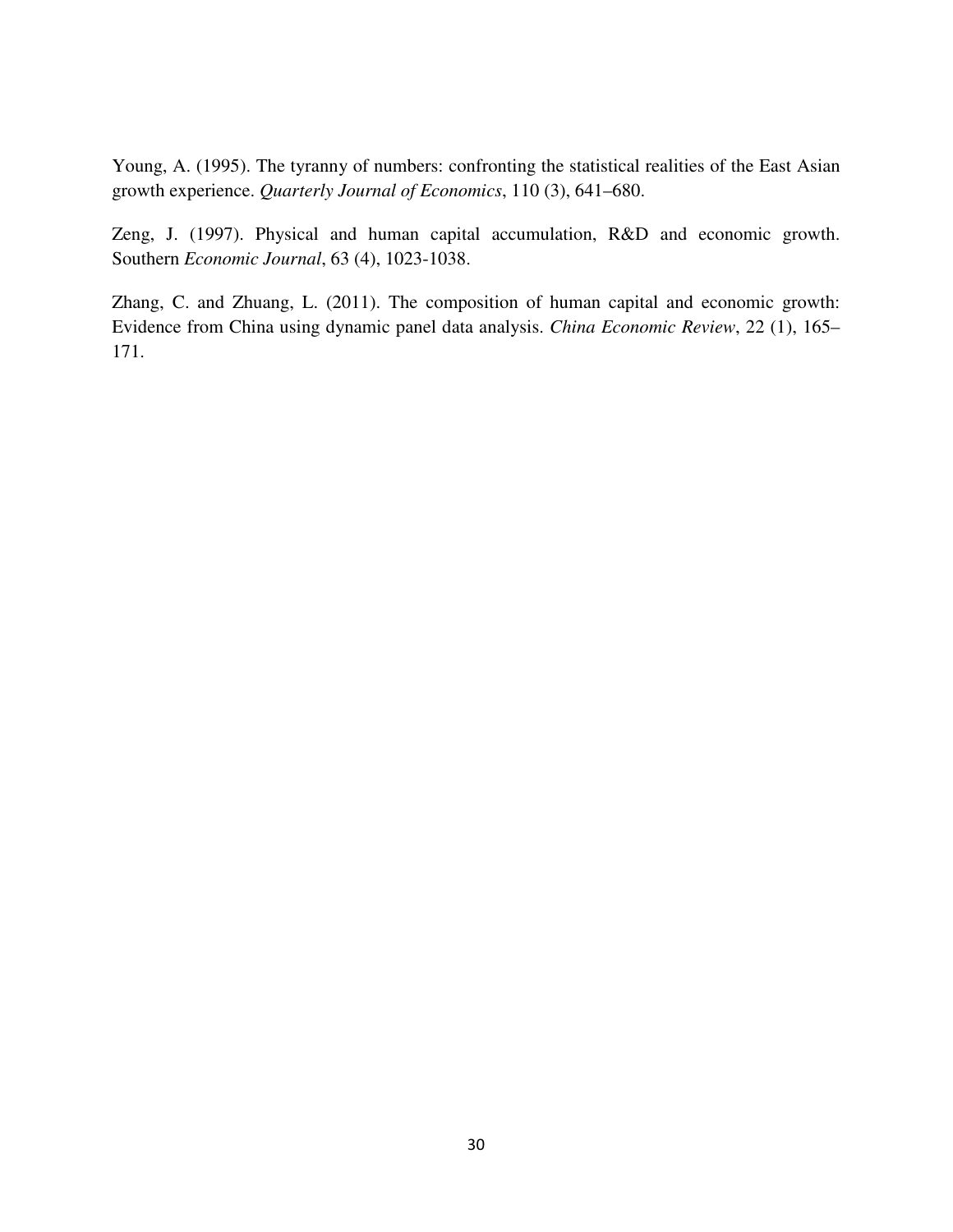Young, A. (1995). The tyranny of numbers: confronting the statistical realities of the East Asian growth experience. *Quarterly Journal of Economics*, 110 (3), 641–680.

Zeng, J. (1997). Physical and human capital accumulation, R&D and economic growth. Southern *Economic Journal*, 63 (4), 1023-1038.

Zhang, C. and Zhuang, L. (2011). The composition of human capital and economic growth: Evidence from China using dynamic panel data analysis. *China Economic Review*, 22 (1), 165–171.